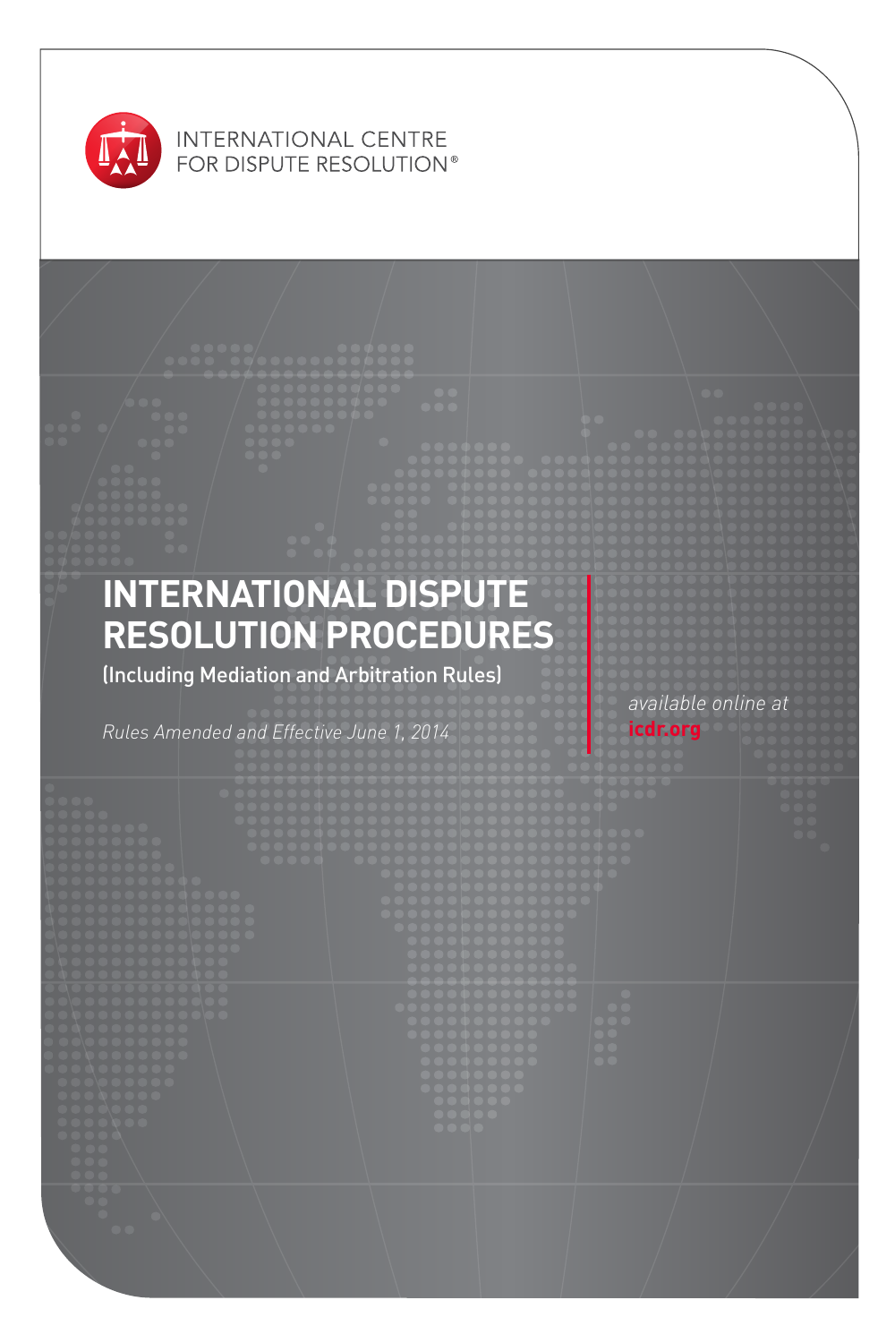INTERNATIONAL CENTRE FOR DISPUTE RESOLUTION®

# INTERNATIONAL DISPUTE RESOLUTION PROCEDURES

(Including Mediation and Arbitration Rules)

*Rules Amended and Effective June 1, 2014*

*available online at* **icdr.org**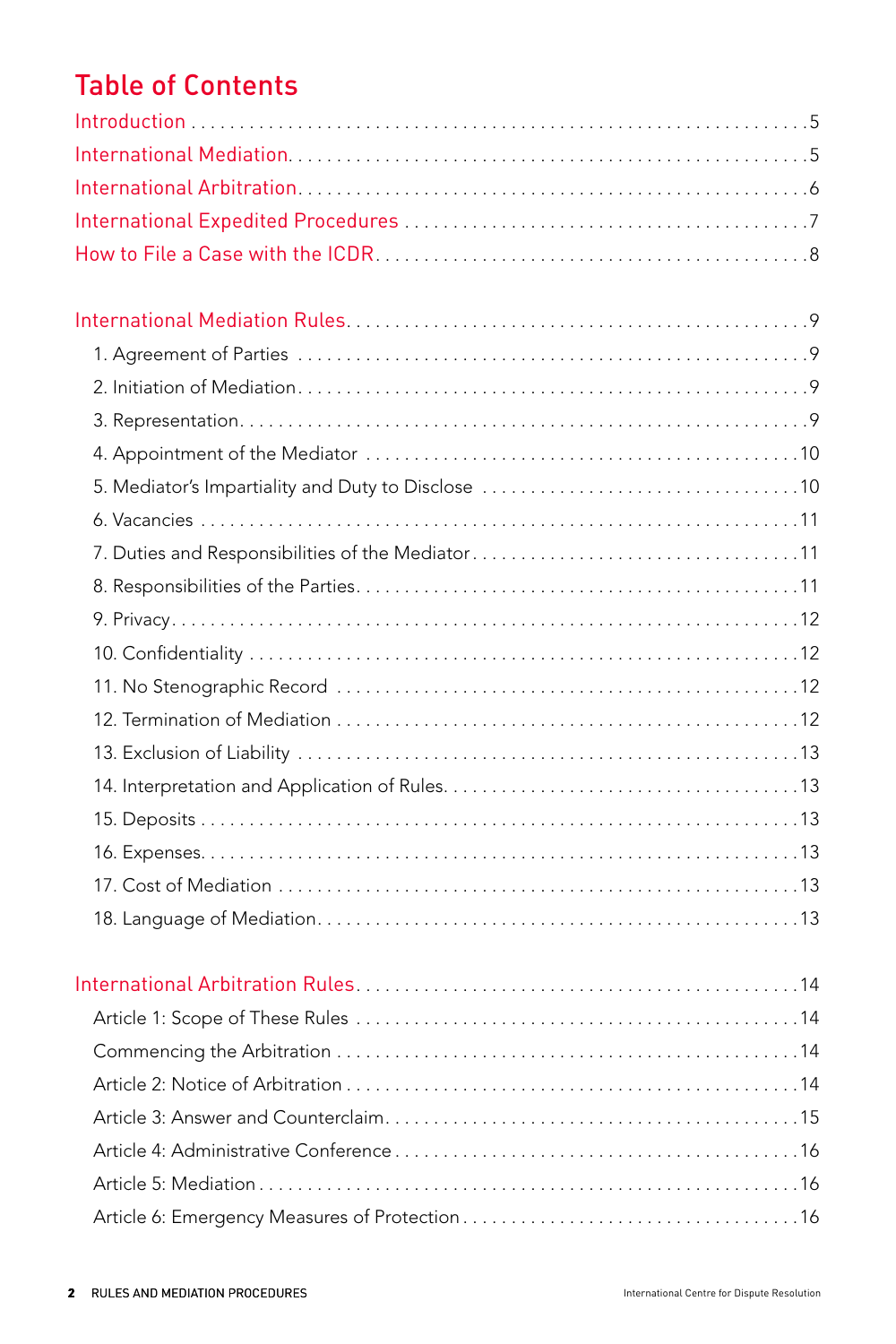# Table of Contents

Introduction . . . . . . . . . . . . . . . . . . . . . . . . . . . . . . . . . . . . . . . . . . . . . . . . . . . . . . . . . 5

International Mediation. . . . . . . . . . . . . . . . . . . . . . . . . . . . . . . . . . . . . . . . . . . . . . . . . . . 5

International Arbitration. . . . . . . . . . . . . . . . . . . . . . . . . . . . . . . . . . . . . . . . . . . . . . . . . . . 6

International Expedited Procedures . . . . . . . . . . . . . . . . . . . . . . . . . . . . . . . . . . . . . . . . . 7

How to File a Case with the ICDR. . . . . . . . . . . . . . . . . . . . . . . . . . . . . . . . . . . . . . . . . . . 8

International Mediation Rules. . . . . . . . . . . . . . . . . . . . . . . . . . . . . . . . . . . . . . . . . . . . . . . 9

- 1. Agreement of Parties . . . . . . . . . . . . . . . . . . . . . . . . . . . . . . . . . . . . . . . . . . . . . . . . 9
- 2. Initiation of Mediation. . . . . . . . . . . . . . . . . . . . . . . . . . . . . . . . . . . . . . . . . . . . . . . . 9
- 3. Representation. . . . . . . . . . . . . . . . . . . . . . . . . . . . . . . . . . . . . . . . . . . . . . . . . . . . . 9
- 4. Appointment of the Mediator . . . . . . . . . . . . . . . . . . . . . . . . . . . . . . . . . . . . . . . . . . 10
- 5. Mediator's Impartiality and Duty to Disclose . . . . . . . . . . . . . . . . . . . . . . . . . . . . . 10
- 6. Vacancies . . . . . . . . . . . . . . . . . . . . . . . . . . . . . . . . . . . . . . . . . . . . . . . . . . . . . . . . 11
- 7. Duties and Responsibilities of the Mediator . . . . . . . . . . . . . . . . . . . . . . . . . . . . . 11
- 8. Responsibilities of the Parties. . . . . . . . . . . . . . . . . . . . . . . . . . . . . . . . . . . . . . . . 11
- 9. Privacy. . . . . . . . . . . . . . . . . . . . . . . . . . . . . . . . . . . . . . . . . . . . . . . . . . . . . . . . . . . 12
- 10. Confidentiality . . . . . . . . . . . . . . . . . . . . . . . . . . . . . . . . . . . . . . . . . . . . . . . . . . . . 12
- 11. No Stenographic Record . . . . . . . . . . . . . . . . . . . . . . . . . . . . . . . . . . . . . . . . . . . . 12
- 12. Termination of Mediation . . . . . . . . . . . . . . . . . . . . . . . . . . . . . . . . . . . . . . . . . . . 12
- 13. Exclusion of Liability . . . . . . . . . . . . . . . . . . . . . . . . . . . . . . . . . . . . . . . . . . . . . . . 13
- 14. Interpretation and Application of Rules. . . . . . . . . . . . . . . . . . . . . . . . . . . . . . . . 13
- 15. Deposits . . . . . . . . . . . . . . . . . . . . . . . . . . . . . . . . . . . . . . . . . . . . . . . . . . . . . . . . . 13
- 16. Expenses. . . . . . . . . . . . . . . . . . . . . . . . . . . . . . . . . . . . . . . . . . . . . . . . . . . . . . . . . 13
- 17. Cost of Mediation . . . . . . . . . . . . . . . . . . . . . . . . . . . . . . . . . . . . . . . . . . . . . . . . . . 13
- 18. Language of Mediation. . . . . . . . . . . . . . . . . . . . . . . . . . . . . . . . . . . . . . . . . . . . . . 13

International Arbitration Rules. . . . . . . . . . . . . . . . . . . . . . . . . . . . . . . . . . . . . . . . . . . . . . 14

- Article 1: Scope of These Rules . . . . . . . . . . . . . . . . . . . . . . . . . . . . . . . . . . . . . . . . . 14
- Commencing the Arbitration . . . . . . . . . . . . . . . . . . . . . . . . . . . . . . . . . . . . . . . . . . . . 14
- Article 2: Notice of Arbitration . . . . . . . . . . . . . . . . . . . . . . . . . . . . . . . . . . . . . . . . . . 14
- Article 3: Answer and Counterclaim. . . . . . . . . . . . . . . . . . . . . . . . . . . . . . . . . . . . . . 15
- Article 4: Administrative Conference . . . . . . . . . . . . . . . . . . . . . . . . . . . . . . . . . . . . . 16
- Article 5: Mediation . . . . . . . . . . . . . . . . . . . . . . . . . . . . . . . . . . . . . . . . . . . . . . . . . . . 16
- Article 6: Emergency Measures of Protection . . . . . . . . . . . . . . . . . . . . . . . . . . . . . . 16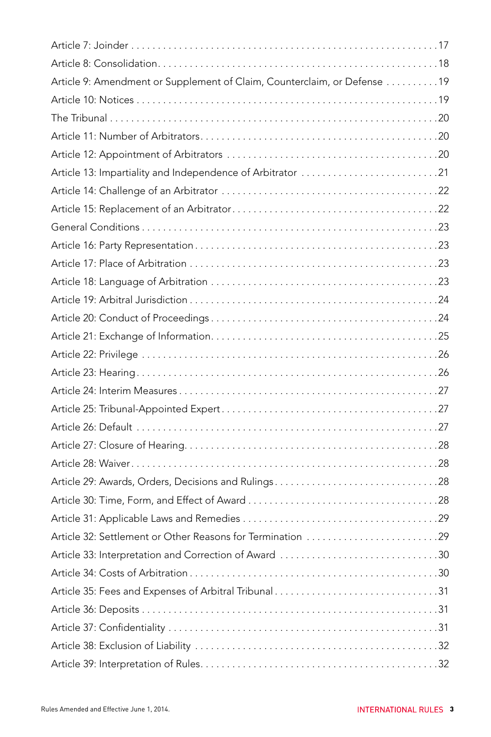Article 7: Joinder . . . . . . . . . . . . . . . . . . . . . . . . . . . . . . . . . . . . . . . . . . . . . . . . . . . . . . . . . . 17

Article 8: Consolidation . . . . . . . . . . . . . . . . . . . . . . . . . . . . . . . . . . . . . . . . . . . . . . . . . . . . 18

Article 9: Amendment or Supplement of Claim, Counterclaim, or Defense . . . . . . . . . . 19

Article 10: Notices . . . . . . . . . . . . . . . . . . . . . . . . . . . . . . . . . . . . . . . . . . . . . . . . . . . . . . . . 19

The Tribunal . . . . . . . . . . . . . . . . . . . . . . . . . . . . . . . . . . . . . . . . . . . . . . . . . . . . . . . . . . . . 20

Article 11: Number of Arbitrators . . . . . . . . . . . . . . . . . . . . . . . . . . . . . . . . . . . . . . . . . . . . 20

Article 12: Appointment of Arbitrators . . . . . . . . . . . . . . . . . . . . . . . . . . . . . . . . . . . . . . . 20

Article 13: Impartiality and Independence of Arbitrator . . . . . . . . . . . . . . . . . . . . . . . . . 21

Article 14: Challenge of an Arbitrator . . . . . . . . . . . . . . . . . . . . . . . . . . . . . . . . . . . . . . . . 22

Article 15: Replacement of an Arbitrator . . . . . . . . . . . . . . . . . . . . . . . . . . . . . . . . . . . . . 22

General Conditions . . . . . . . . . . . . . . . . . . . . . . . . . . . . . . . . . . . . . . . . . . . . . . . . . . . . . . . 23

Article 16: Party Representation . . . . . . . . . . . . . . . . . . . . . . . . . . . . . . . . . . . . . . . . . . . . . 23

Article 17: Place of Arbitration . . . . . . . . . . . . . . . . . . . . . . . . . . . . . . . . . . . . . . . . . . . . . . 23

Article 18: Language of Arbitration . . . . . . . . . . . . . . . . . . . . . . . . . . . . . . . . . . . . . . . . . . 23

Article 19: Arbitral Jurisdiction . . . . . . . . . . . . . . . . . . . . . . . . . . . . . . . . . . . . . . . . . . . . . . 24

Article 20: Conduct of Proceedings . . . . . . . . . . . . . . . . . . . . . . . . . . . . . . . . . . . . . . . . . . 24

Article 21: Exchange of Information . . . . . . . . . . . . . . . . . . . . . . . . . . . . . . . . . . . . . . . . . . 25

Article 22: Privilege . . . . . . . . . . . . . . . . . . . . . . . . . . . . . . . . . . . . . . . . . . . . . . . . . . . . . . . 26

Article 23: Hearing . . . . . . . . . . . . . . . . . . . . . . . . . . . . . . . . . . . . . . . . . . . . . . . . . . . . . . . 26

Article 24: Interim Measures . . . . . . . . . . . . . . . . . . . . . . . . . . . . . . . . . . . . . . . . . . . . . . . . 27

Article 25: Tribunal-Appointed Expert . . . . . . . . . . . . . . . . . . . . . . . . . . . . . . . . . . . . . . . . 27

Article 26: Default . . . . . . . . . . . . . . . . . . . . . . . . . . . . . . . . . . . . . . . . . . . . . . . . . . . . . . . . 27

Article 27: Closure of Hearing . . . . . . . . . . . . . . . . . . . . . . . . . . . . . . . . . . . . . . . . . . . . . . . 28

Article 28: Waiver . . . . . . . . . . . . . . . . . . . . . . . . . . . . . . . . . . . . . . . . . . . . . . . . . . . . . . . . 28

Article 29: Awards, Orders, Decisions and Rulings . . . . . . . . . . . . . . . . . . . . . . . . . . . . . . 28

Article 30: Time, Form, and Effect of Award . . . . . . . . . . . . . . . . . . . . . . . . . . . . . . . . . . . 28

Article 31: Applicable Laws and Remedies . . . . . . . . . . . . . . . . . . . . . . . . . . . . . . . . . . . . 29

Article 32: Settlement or Other Reasons for Termination . . . . . . . . . . . . . . . . . . . . . . . . 29

Article 33: Interpretation and Correction of Award . . . . . . . . . . . . . . . . . . . . . . . . . . . . . 30

Article 34: Costs of Arbitration . . . . . . . . . . . . . . . . . . . . . . . . . . . . . . . . . . . . . . . . . . . . . . 30

Article 35: Fees and Expenses of Arbitral Tribunal . . . . . . . . . . . . . . . . . . . . . . . . . . . . . . 31

Article 36: Deposits . . . . . . . . . . . . . . . . . . . . . . . . . . . . . . . . . . . . . . . . . . . . . . . . . . . . . . . 31

Article 37: Confidentiality . . . . . . . . . . . . . . . . . . . . . . . . . . . . . . . . . . . . . . . . . . . . . . . . . . 31

Article 38: Exclusion of Liability . . . . . . . . . . . . . . . . . . . . . . . . . . . . . . . . . . . . . . . . . . . . . 32

Article 39: Interpretation of Rules . . . . . . . . . . . . . . . . . . . . . . . . . . . . . . . . . . . . . . . . . . . . 32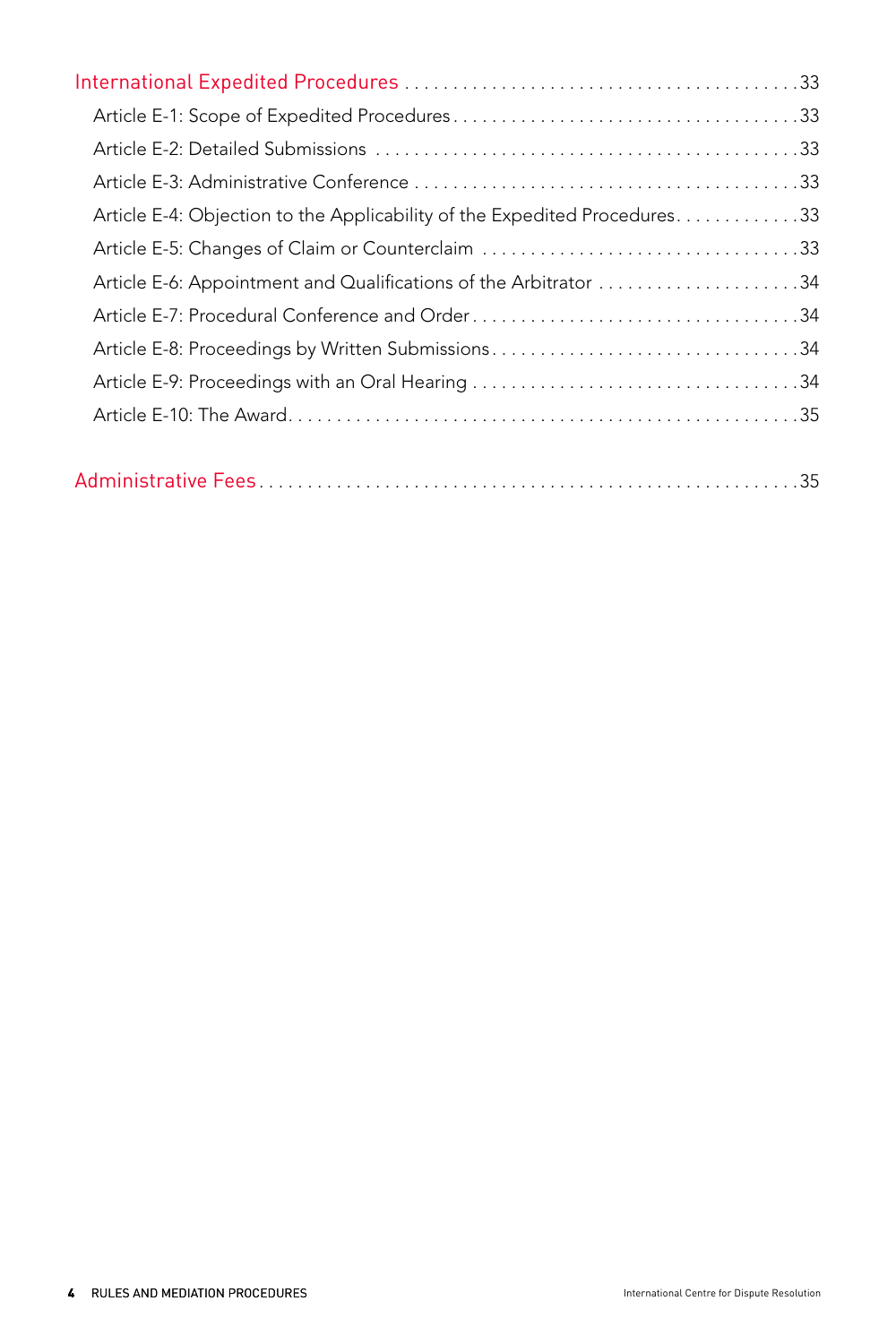International Expedited Procedures . . . . . . . . . . . . . . . . . . . . . . . . . . . . . . . . . . . . . . . . 33

Article E-1: Scope of Expedited Procedures . . . . . . . . . . . . . . . . . . . . . . . . . . . . . . . . . . 33

Article E-2: Detailed Submissions . . . . . . . . . . . . . . . . . . . . . . . . . . . . . . . . . . . . . . . . . . . 33

Article E-3: Administrative Conference . . . . . . . . . . . . . . . . . . . . . . . . . . . . . . . . . . . . . . 33

Article E-4: Objection to the Applicability of the Expedited Procedures . . . . . . . . . . . . . 33

Article E-5: Changes of Claim or Counterclaim . . . . . . . . . . . . . . . . . . . . . . . . . . . . . . . . 33

Article E-6: Appointment and Qualifications of the Arbitrator . . . . . . . . . . . . . . . . . . . . . 34

Article E-7: Procedural Conference and Order . . . . . . . . . . . . . . . . . . . . . . . . . . . . . . . . . 34

Article E-8: Proceedings by Written Submissions . . . . . . . . . . . . . . . . . . . . . . . . . . . . . . . 34

Article E-9: Proceedings with an Oral Hearing . . . . . . . . . . . . . . . . . . . . . . . . . . . . . . . . . 34

Article E-10: The Award . . . . . . . . . . . . . . . . . . . . . . . . . . . . . . . . . . . . . . . . . . . . . . . . . . . 35

Administrative Fees . . . . . . . . . . . . . . . . . . . . . . . . . . . . . . . . . . . . . . . . . . . . . . . . . . . . . . 35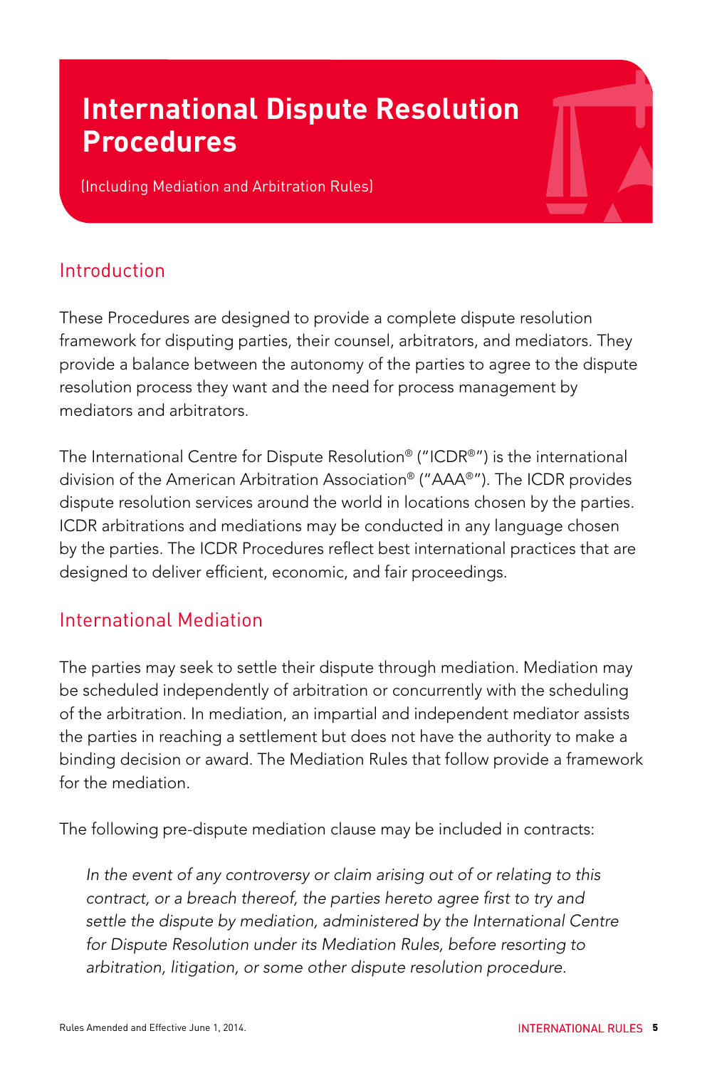# International Dispute Resolution Procedures

(Including Mediation and Arbitration Rules)

## Introduction

These Procedures are designed to provide a complete dispute resolution framework for disputing parties, their counsel, arbitrators, and mediators. They provide a balance between the autonomy of the parties to agree to the dispute resolution process they want and the need for process management by mediators and arbitrators.

The International Centre for Dispute Resolution® ("ICDR®") is the international division of the American Arbitration Association® ("AAA®"). The ICDR provides dispute resolution services around the world in locations chosen by the parties. ICDR arbitrations and mediations may be conducted in any language chosen by the parties. The ICDR Procedures reflect best international practices that are designed to deliver efficient, economic, and fair proceedings.

## International Mediation

The parties may seek to settle their dispute through mediation. Mediation may be scheduled independently of arbitration or concurrently with the scheduling of the arbitration. In mediation, an impartial and independent mediator assists the parties in reaching a settlement but does not have the authority to make a binding decision or award. The Mediation Rules that follow provide a framework for the mediation.

The following pre-dispute mediation clause may be included in contracts:

> *In the event of any controversy or claim arising out of or relating to this contract, or a breach thereof, the parties hereto agree first to try and settle the dispute by mediation, administered by the International Centre for Dispute Resolution under its Mediation Rules, before resorting to arbitration, litigation, or some other dispute resolution procedure.*

Rules Amended and Effective June 1, 2014.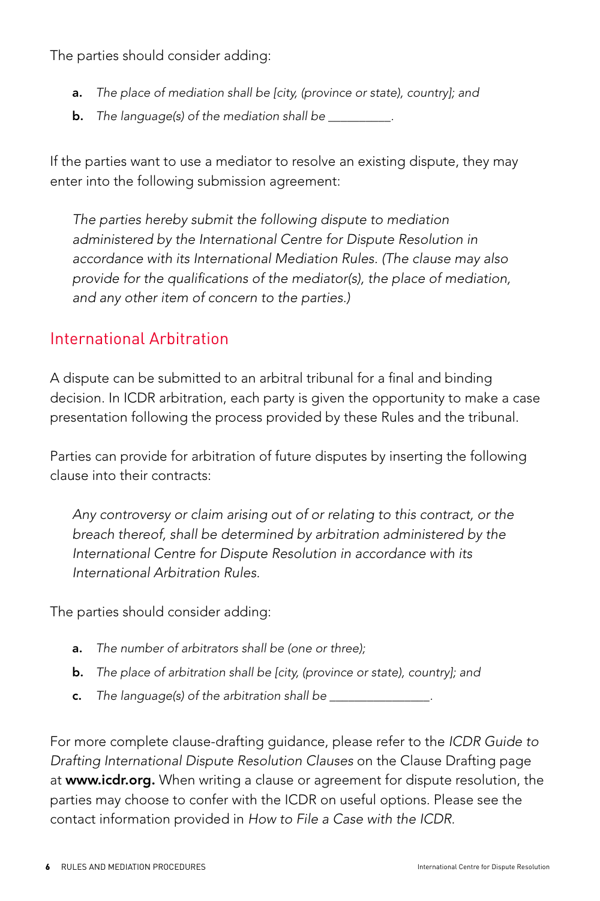The parties should consider adding:

- **a.** *The place of mediation shall be [city, (province or state), country]; and*
- **b.** *The language(s) of the mediation shall be __________.*

If the parties want to use a mediator to resolve an existing dispute, they may enter into the following submission agreement:

> *The parties hereby submit the following dispute to mediation administered by the International Centre for Dispute Resolution in accordance with its International Mediation Rules. (The clause may also provide for the qualifications of the mediator(s), the place of mediation, and any other item of concern to the parties.)*

## International Arbitration

A dispute can be submitted to an arbitral tribunal for a final and binding decision. In ICDR arbitration, each party is given the opportunity to make a case presentation following the process provided by these Rules and the tribunal.

Parties can provide for arbitration of future disputes by inserting the following clause into their contracts:

> *Any controversy or claim arising out of or relating to this contract, or the breach thereof, shall be determined by arbitration administered by the International Centre for Dispute Resolution in accordance with its International Arbitration Rules.*

The parties should consider adding:

- **a.** *The number of arbitrators shall be (one or three);*
- **b.** *The place of arbitration shall be [city, (province or state), country]; and*
- **c.** *The language(s) of the arbitration shall be ________________.*

For more complete clause-drafting guidance, please refer to the *ICDR Guide to Drafting International Dispute Resolution Clauses* on the Clause Drafting page at **www.icdr.org.** When writing a clause or agreement for dispute resolution, the parties may choose to confer with the ICDR on useful options. Please see the contact information provided in *How to File a Case with the ICDR*.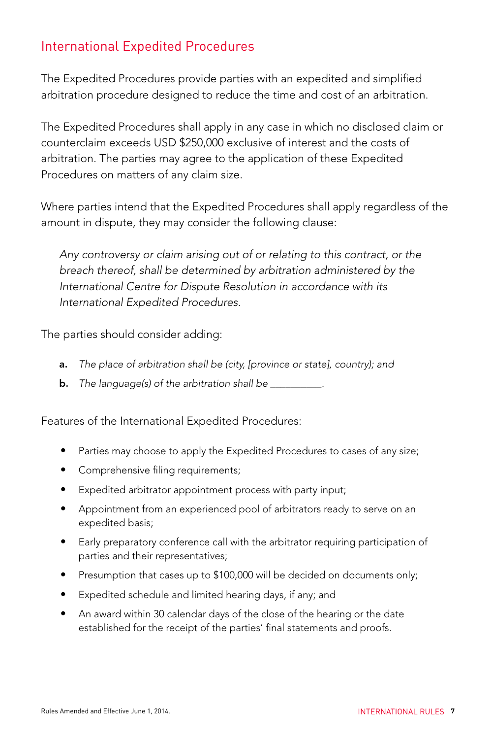## International Expedited Procedures

The Expedited Procedures provide parties with an expedited and simplified arbitration procedure designed to reduce the time and cost of an arbitration.

The Expedited Procedures shall apply in any case in which no disclosed claim or counterclaim exceeds USD $250,000 exclusive of interest and the costs of arbitration. The parties may agree to the application of these Expedited Procedures on matters of any claim size.

Where parties intend that the Expedited Procedures shall apply regardless of the amount in dispute, they may consider the following clause:

> *Any controversy or claim arising out of or relating to this contract, or the breach thereof, shall be determined by arbitration administered by the International Centre for Dispute Resolution in accordance with its International Expedited Procedures.*

The parties should consider adding:

**a.** *The place of arbitration shall be (city, [province or state], country); and*

**b.** *The language(s) of the arbitration shall be __________.*

Features of the International Expedited Procedures:

- Parties may choose to apply the Expedited Procedures to cases of any size;
- Comprehensive filing requirements;
- Expedited arbitrator appointment process with party input;
- Appointment from an experienced pool of arbitrators ready to serve on an expedited basis;
- Early preparatory conference call with the arbitrator requiring participation of parties and their representatives;
- Presumption that cases up to $100,000 will be decided on documents only;
- Expedited schedule and limited hearing days, if any; and
- An award within 30 calendar days of the close of the hearing or the date established for the receipt of the parties' final statements and proofs.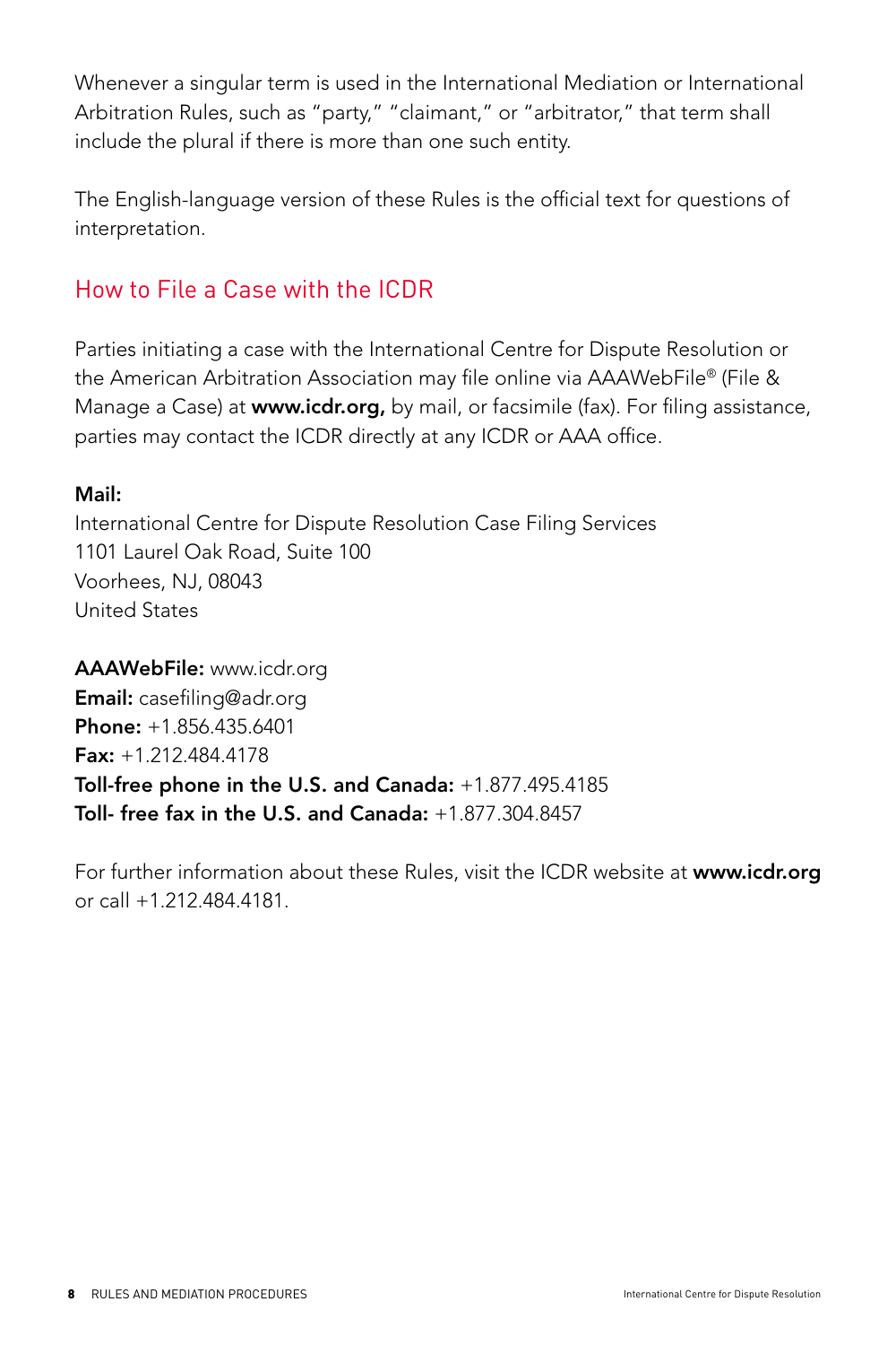Whenever a singular term is used in the International Mediation or International Arbitration Rules, such as "party," "claimant," or "arbitrator," that term shall include the plural if there is more than one such entity.

The English-language version of these Rules is the official text for questions of interpretation.

## How to File a Case with the ICDR

Parties initiating a case with the International Centre for Dispute Resolution or the American Arbitration Association may file online via AAAWebFile® (File & Manage a Case) at **www.icdr.org,** by mail, or facsimile (fax). For filing assistance, parties may contact the ICDR directly at any ICDR or AAA office.

**Mail:**
International Centre for Dispute Resolution Case Filing Services
1101 Laurel Oak Road, Suite 100
Voorhees, NJ, 08043
United States

**AAAWebFile:** www.icdr.org
**Email:** casefiling@adr.org
**Phone:** +1.856.435.6401
**Fax:** +1.212.484.4178
**Toll-free phone in the U.S. and Canada:** +1.877.495.4185
**Toll- free fax in the U.S. and Canada:** +1.877.304.8457

For further information about these Rules, visit the ICDR website at **www.icdr.org** or call +1.212.484.4181.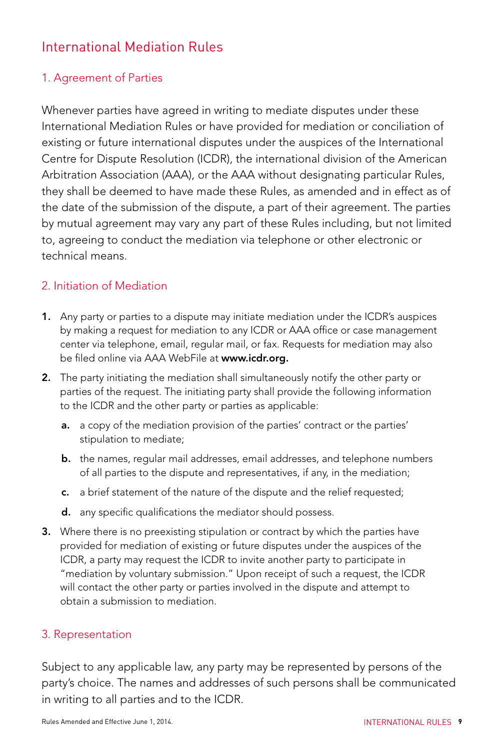# International Mediation Rules

## 1. Agreement of Parties

Whenever parties have agreed in writing to mediate disputes under these International Mediation Rules or have provided for mediation or conciliation of existing or future international disputes under the auspices of the International Centre for Dispute Resolution (ICDR), the international division of the American Arbitration Association (AAA), or the AAA without designating particular Rules, they shall be deemed to have made these Rules, as amended and in effect as of the date of the submission of the dispute, a part of their agreement. The parties by mutual agreement may vary any part of these Rules including, but not limited to, agreeing to conduct the mediation via telephone or other electronic or technical means.

## 2. Initiation of Mediation

1. Any party or parties to a dispute may initiate mediation under the ICDR's auspices by making a request for mediation to any ICDR or AAA office or case management center via telephone, email, regular mail, or fax. Requests for mediation may also be filed online via AAA WebFile at **www.icdr.org.**
2. The party initiating the mediation shall simultaneously notify the other party or parties of the request. The initiating party shall provide the following information to the ICDR and the other party or parties as applicable:
   - **a.** a copy of the mediation provision of the parties' contract or the parties' stipulation to mediate;
   - **b.** the names, regular mail addresses, email addresses, and telephone numbers of all parties to the dispute and representatives, if any, in the mediation;
   - **c.** a brief statement of the nature of the dispute and the relief requested;
   - **d.** any specific qualifications the mediator should possess.
3. Where there is no preexisting stipulation or contract by which the parties have provided for mediation of existing or future disputes under the auspices of the ICDR, a party may request the ICDR to invite another party to participate in "mediation by voluntary submission." Upon receipt of such a request, the ICDR will contact the other party or parties involved in the dispute and attempt to obtain a submission to mediation.

## 3. Representation

Subject to any applicable law, any party may be represented by persons of the party's choice. The names and addresses of such persons shall be communicated in writing to all parties and to the ICDR.

Rules Amended and Effective June 1, 2014.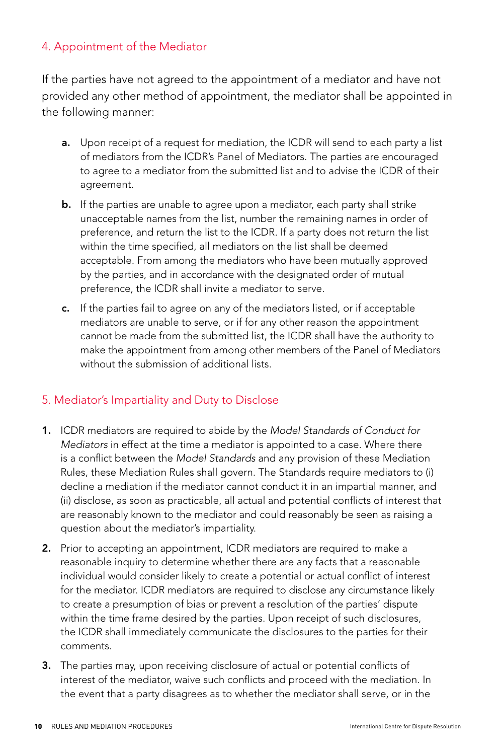## 4. Appointment of the Mediator

If the parties have not agreed to the appointment of a mediator and have not provided any other method of appointment, the mediator shall be appointed in the following manner:

- **a.** Upon receipt of a request for mediation, the ICDR will send to each party a list of mediators from the ICDR's Panel of Mediators. The parties are encouraged to agree to a mediator from the submitted list and to advise the ICDR of their agreement.
- **b.** If the parties are unable to agree upon a mediator, each party shall strike unacceptable names from the list, number the remaining names in order of preference, and return the list to the ICDR. If a party does not return the list within the time specified, all mediators on the list shall be deemed acceptable. From among the mediators who have been mutually approved by the parties, and in accordance with the designated order of mutual preference, the ICDR shall invite a mediator to serve.
- **c.** If the parties fail to agree on any of the mediators listed, or if acceptable mediators are unable to serve, or if for any other reason the appointment cannot be made from the submitted list, the ICDR shall have the authority to make the appointment from among other members of the Panel of Mediators without the submission of additional lists.

## 5. Mediator's Impartiality and Duty to Disclose

1. ICDR mediators are required to abide by the *Model Standards of Conduct for Mediators* in effect at the time a mediator is appointed to a case. Where there is a conflict between the *Model Standards* and any provision of these Mediation Rules, these Mediation Rules shall govern. The Standards require mediators to (i) decline a mediation if the mediator cannot conduct it in an impartial manner, and (ii) disclose, as soon as practicable, all actual and potential conflicts of interest that are reasonably known to the mediator and could reasonably be seen as raising a question about the mediator's impartiality.
2. Prior to accepting an appointment, ICDR mediators are required to make a reasonable inquiry to determine whether there are any facts that a reasonable individual would consider likely to create a potential or actual conflict of interest for the mediator. ICDR mediators are required to disclose any circumstance likely to create a presumption of bias or prevent a resolution of the parties' dispute within the time frame desired by the parties. Upon receipt of such disclosures, the ICDR shall immediately communicate the disclosures to the parties for their comments.
3. The parties may, upon receiving disclosure of actual or potential conflicts of interest of the mediator, waive such conflicts and proceed with the mediation. In the event that a party disagrees as to whether the mediator shall serve, or in the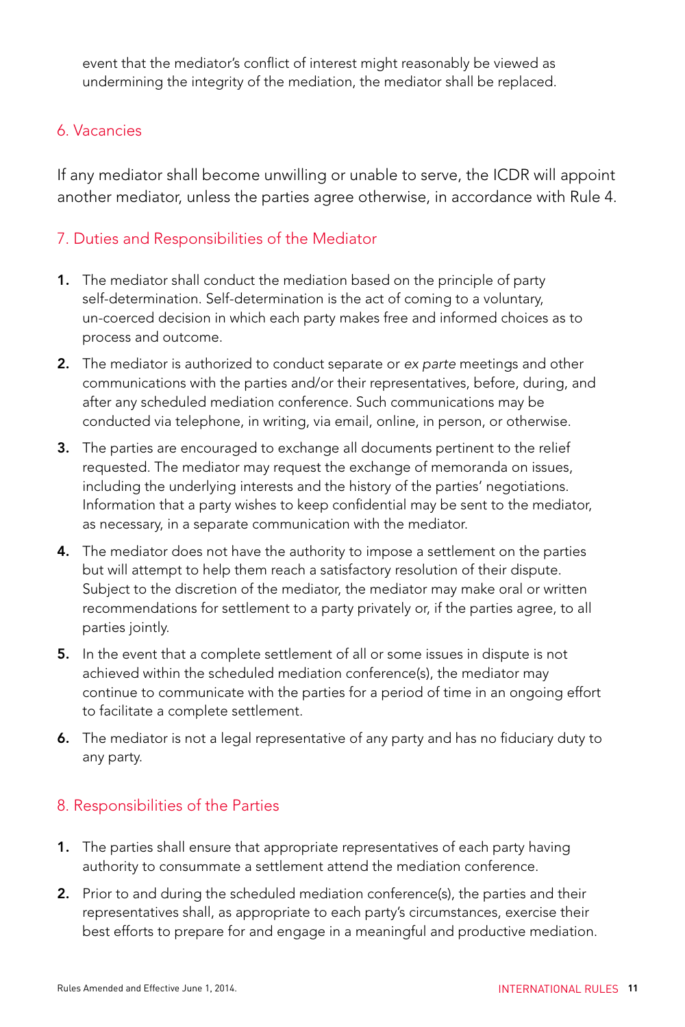event that the mediator's conflict of interest might reasonably be viewed as undermining the integrity of the mediation, the mediator shall be replaced.

## 6. Vacancies

If any mediator shall become unwilling or unable to serve, the ICDR will appoint another mediator, unless the parties agree otherwise, in accordance with Rule 4.

## 7. Duties and Responsibilities of the Mediator

1. The mediator shall conduct the mediation based on the principle of party self-determination. Self-determination is the act of coming to a voluntary, un-coerced decision in which each party makes free and informed choices as to process and outcome.
2. The mediator is authorized to conduct separate or *ex parte* meetings and other communications with the parties and/or their representatives, before, during, and after any scheduled mediation conference. Such communications may be conducted via telephone, in writing, via email, online, in person, or otherwise.
3. The parties are encouraged to exchange all documents pertinent to the relief requested. The mediator may request the exchange of memoranda on issues, including the underlying interests and the history of the parties' negotiations. Information that a party wishes to keep confidential may be sent to the mediator, as necessary, in a separate communication with the mediator.
4. The mediator does not have the authority to impose a settlement on the parties but will attempt to help them reach a satisfactory resolution of their dispute. Subject to the discretion of the mediator, the mediator may make oral or written recommendations for settlement to a party privately or, if the parties agree, to all parties jointly.
5. In the event that a complete settlement of all or some issues in dispute is not achieved within the scheduled mediation conference(s), the mediator may continue to communicate with the parties for a period of time in an ongoing effort to facilitate a complete settlement.
6. The mediator is not a legal representative of any party and has no fiduciary duty to any party.

## 8. Responsibilities of the Parties

1. The parties shall ensure that appropriate representatives of each party having authority to consummate a settlement attend the mediation conference.
2. Prior to and during the scheduled mediation conference(s), the parties and their representatives shall, as appropriate to each party's circumstances, exercise their best efforts to prepare for and engage in a meaningful and productive mediation.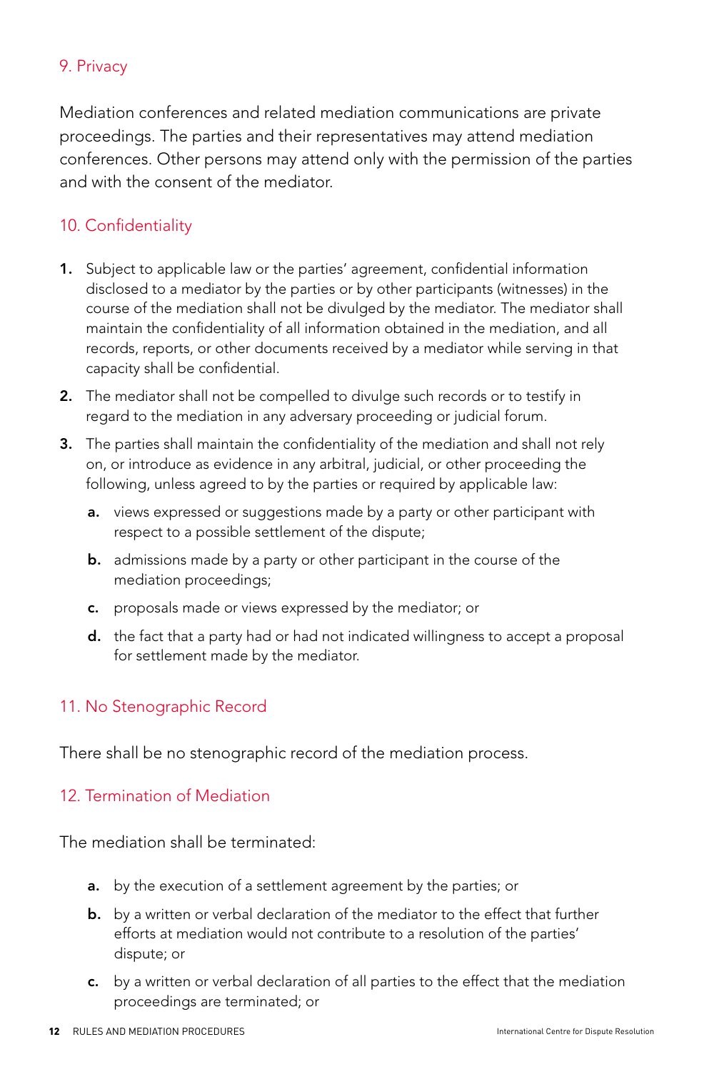## 9. Privacy

Mediation conferences and related mediation communications are private proceedings. The parties and their representatives may attend mediation conferences. Other persons may attend only with the permission of the parties and with the consent of the mediator.

## 10. Confidentiality

1. Subject to applicable law or the parties' agreement, confidential information disclosed to a mediator by the parties or by other participants (witnesses) in the course of the mediation shall not be divulged by the mediator. The mediator shall maintain the confidentiality of all information obtained in the mediation, and all records, reports, or other documents received by a mediator while serving in that capacity shall be confidential.
2. The mediator shall not be compelled to divulge such records or to testify in regard to the mediation in any adversary proceeding or judicial forum.
3. The parties shall maintain the confidentiality of the mediation and shall not rely on, or introduce as evidence in any arbitral, judicial, or other proceeding the following, unless agreed to by the parties or required by applicable law:
   - **a.** views expressed or suggestions made by a party or other participant with respect to a possible settlement of the dispute;
   - **b.** admissions made by a party or other participant in the course of the mediation proceedings;
   - **c.** proposals made or views expressed by the mediator; or
   - **d.** the fact that a party had or had not indicated willingness to accept a proposal for settlement made by the mediator.

## 11. No Stenographic Record

There shall be no stenographic record of the mediation process.

## 12. Termination of Mediation

The mediation shall be terminated:

- **a.** by the execution of a settlement agreement by the parties; or
- **b.** by a written or verbal declaration of the mediator to the effect that further efforts at mediation would not contribute to a resolution of the parties' dispute; or
- **c.** by a written or verbal declaration of all parties to the effect that the mediation proceedings are terminated; or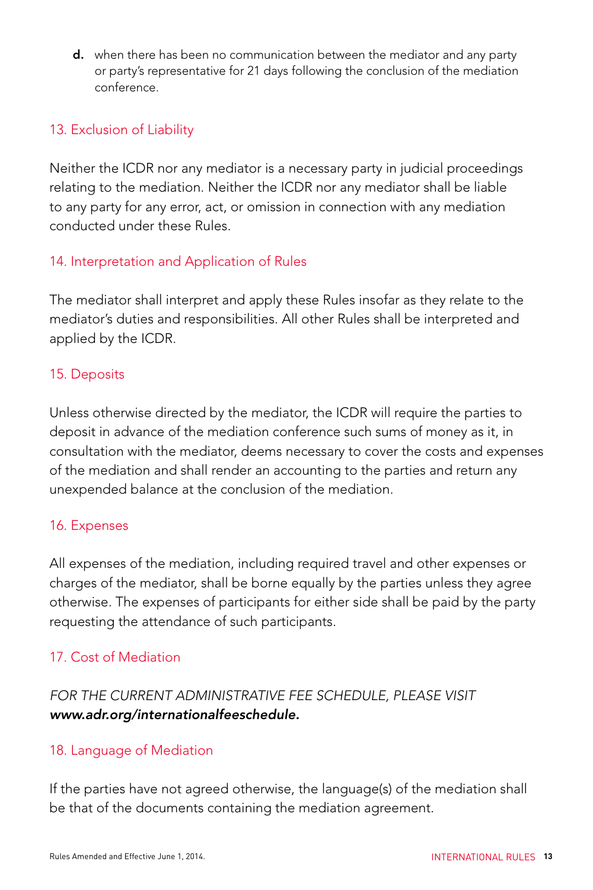d. when there has been no communication between the mediator and any party or party's representative for 21 days following the conclusion of the mediation conference.

## 13. Exclusion of Liability

Neither the ICDR nor any mediator is a necessary party in judicial proceedings relating to the mediation. Neither the ICDR nor any mediator shall be liable to any party for any error, act, or omission in connection with any mediation conducted under these Rules.

## 14. Interpretation and Application of Rules

The mediator shall interpret and apply these Rules insofar as they relate to the mediator's duties and responsibilities. All other Rules shall be interpreted and applied by the ICDR.

## 15. Deposits

Unless otherwise directed by the mediator, the ICDR will require the parties to deposit in advance of the mediation conference such sums of money as it, in consultation with the mediator, deems necessary to cover the costs and expenses of the mediation and shall render an accounting to the parties and return any unexpended balance at the conclusion of the mediation.

## 16. Expenses

All expenses of the mediation, including required travel and other expenses or charges of the mediator, shall be borne equally by the parties unless they agree otherwise. The expenses of participants for either side shall be paid by the party requesting the attendance of such participants.

## 17. Cost of Mediation

*FOR THE CURRENT ADMINISTRATIVE FEE SCHEDULE, PLEASE VISIT* ***www.adr.org/internationalfeeschedule.***

## 18. Language of Mediation

If the parties have not agreed otherwise, the language(s) of the mediation shall be that of the documents containing the mediation agreement.

Rules Amended and Effective June 1, 2014.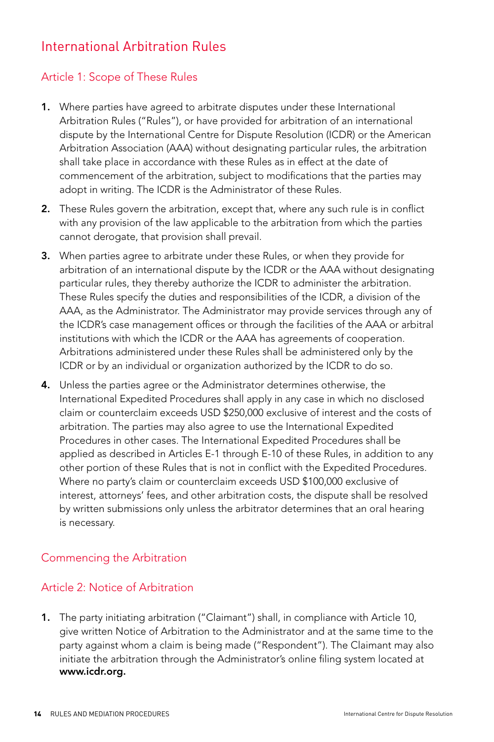# International Arbitration Rules

## Article 1: Scope of These Rules

1. Where parties have agreed to arbitrate disputes under these International Arbitration Rules ("Rules"), or have provided for arbitration of an international dispute by the International Centre for Dispute Resolution (ICDR) or the American Arbitration Association (AAA) without designating particular rules, the arbitration shall take place in accordance with these Rules as in effect at the date of commencement of the arbitration, subject to modifications that the parties may adopt in writing. The ICDR is the Administrator of these Rules.
2. These Rules govern the arbitration, except that, where any such rule is in conflict with any provision of the law applicable to the arbitration from which the parties cannot derogate, that provision shall prevail.
3. When parties agree to arbitrate under these Rules, or when they provide for arbitration of an international dispute by the ICDR or the AAA without designating particular rules, they thereby authorize the ICDR to administer the arbitration. These Rules specify the duties and responsibilities of the ICDR, a division of the AAA, as the Administrator. The Administrator may provide services through any of the ICDR's case management offices or through the facilities of the AAA or arbitral institutions with which the ICDR or the AAA has agreements of cooperation. Arbitrations administered under these Rules shall be administered only by the ICDR or by an individual or organization authorized by the ICDR to do so.
4. Unless the parties agree or the Administrator determines otherwise, the International Expedited Procedures shall apply in any case in which no disclosed claim or counterclaim exceeds USD $250,000 exclusive of interest and the costs of arbitration. The parties may also agree to use the International Expedited Procedures in other cases. The International Expedited Procedures shall be applied as described in Articles E-1 through E-10 of these Rules, in addition to any other portion of these Rules that is not in conflict with the Expedited Procedures. Where no party's claim or counterclaim exceeds USD $100,000 exclusive of interest, attorneys' fees, and other arbitration costs, the dispute shall be resolved by written submissions only unless the arbitrator determines that an oral hearing is necessary.

## Commencing the Arbitration

## Article 2: Notice of Arbitration

1. The party initiating arbitration ("Claimant") shall, in compliance with Article 10, give written Notice of Arbitration to the Administrator and at the same time to the party against whom a claim is being made ("Respondent"). The Claimant may also initiate the arbitration through the Administrator's online filing system located at **www.icdr.org.**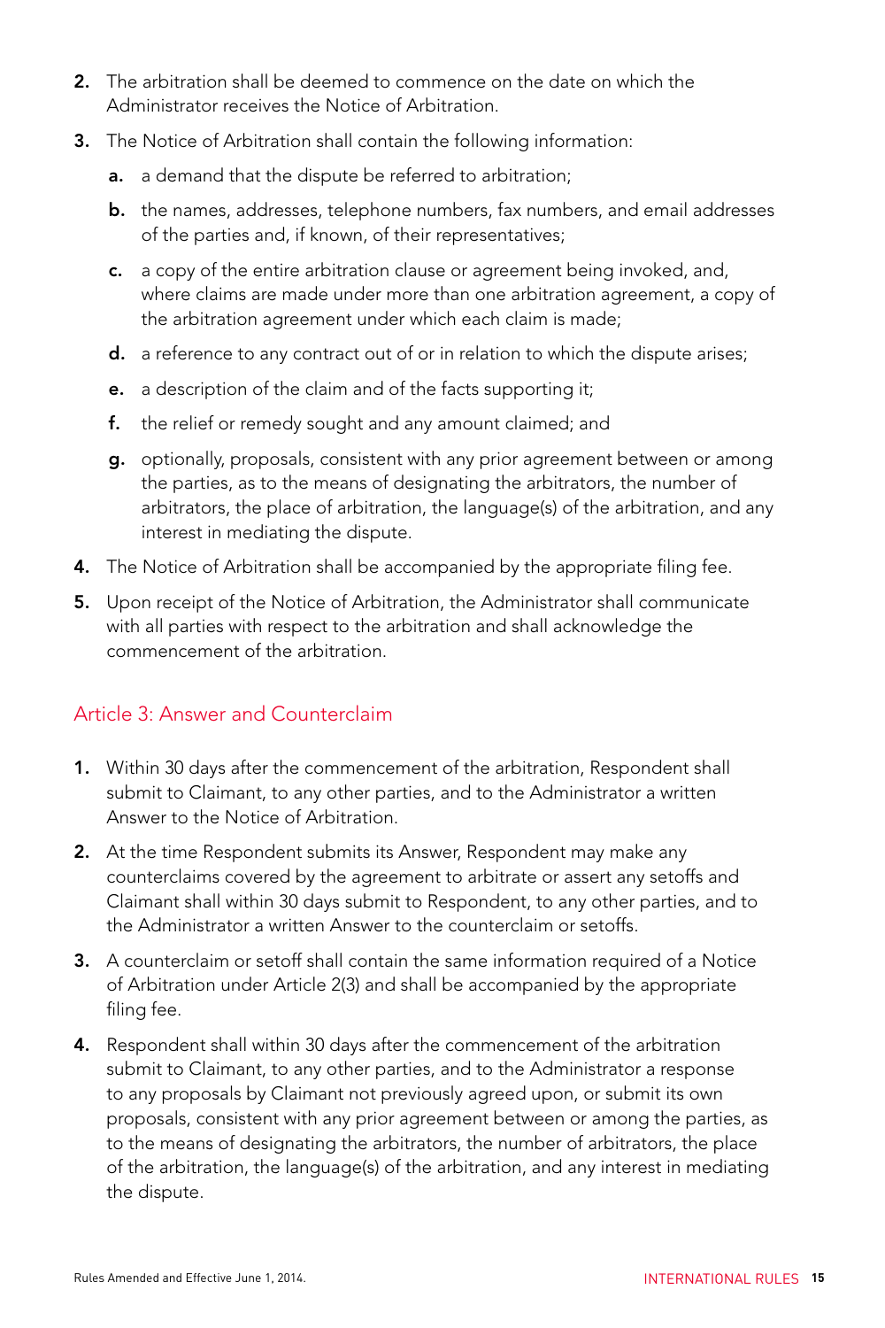2. The arbitration shall be deemed to commence on the date on which the Administrator receives the Notice of Arbitration.

3. The Notice of Arbitration shall contain the following information:

   a. a demand that the dispute be referred to arbitration;

   b. the names, addresses, telephone numbers, fax numbers, and email addresses of the parties and, if known, of their representatives;

   c. a copy of the entire arbitration clause or agreement being invoked, and, where claims are made under more than one arbitration agreement, a copy of the arbitration agreement under which each claim is made;

   d. a reference to any contract out of or in relation to which the dispute arises;

   e. a description of the claim and of the facts supporting it;

   f. the relief or remedy sought and any amount claimed; and

   g. optionally, proposals, consistent with any prior agreement between or among the parties, as to the means of designating the arbitrators, the number of arbitrators, the place of arbitration, the language(s) of the arbitration, and any interest in mediating the dispute.

4. The Notice of Arbitration shall be accompanied by the appropriate filing fee.

5. Upon receipt of the Notice of Arbitration, the Administrator shall communicate with all parties with respect to the arbitration and shall acknowledge the commencement of the arbitration.

## Article 3: Answer and Counterclaim

1. Within 30 days after the commencement of the arbitration, Respondent shall submit to Claimant, to any other parties, and to the Administrator a written Answer to the Notice of Arbitration.

2. At the time Respondent submits its Answer, Respondent may make any counterclaims covered by the agreement to arbitrate or assert any setoffs and Claimant shall within 30 days submit to Respondent, to any other parties, and to the Administrator a written Answer to the counterclaim or setoffs.

3. A counterclaim or setoff shall contain the same information required of a Notice of Arbitration under Article 2(3) and shall be accompanied by the appropriate filing fee.

4. Respondent shall within 30 days after the commencement of the arbitration submit to Claimant, to any other parties, and to the Administrator a response to any proposals by Claimant not previously agreed upon, or submit its own proposals, consistent with any prior agreement between or among the parties, as to the means of designating the arbitrators, the number of arbitrators, the place of the arbitration, the language(s) of the arbitration, and any interest in mediating the dispute.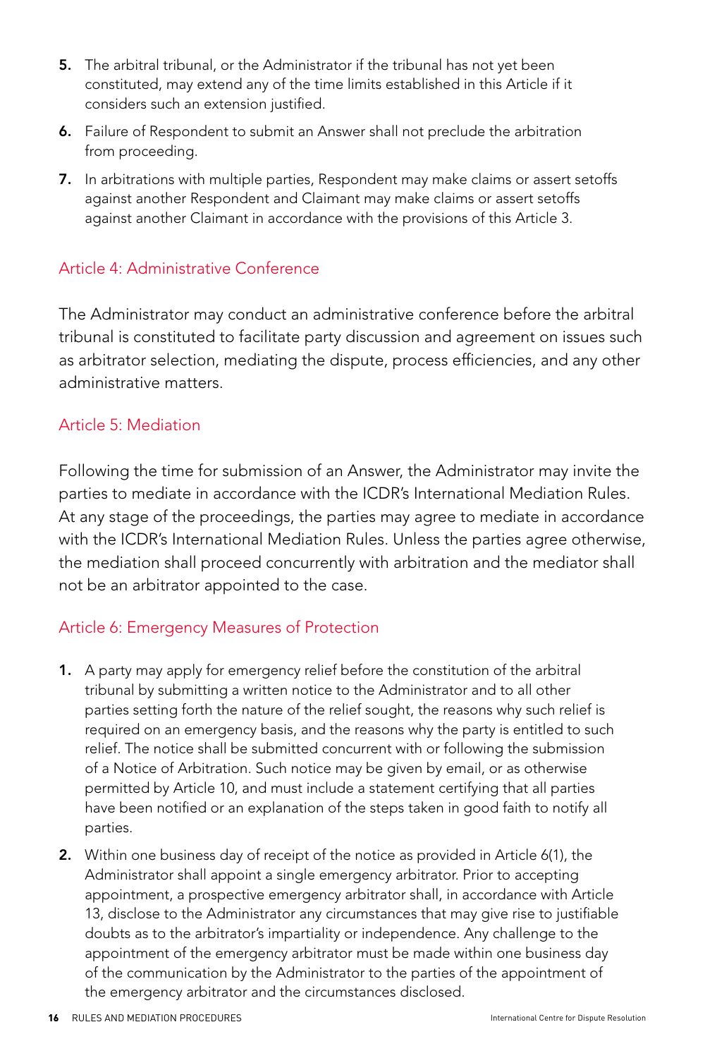5. The arbitral tribunal, or the Administrator if the tribunal has not yet been constituted, may extend any of the time limits established in this Article if it considers such an extension justified.
6. Failure of Respondent to submit an Answer shall not preclude the arbitration from proceeding.
7. In arbitrations with multiple parties, Respondent may make claims or assert setoffs against another Respondent and Claimant may make claims or assert setoffs against another Claimant in accordance with the provisions of this Article 3.

## Article 4: Administrative Conference

The Administrator may conduct an administrative conference before the arbitral tribunal is constituted to facilitate party discussion and agreement on issues such as arbitrator selection, mediating the dispute, process efficiencies, and any other administrative matters.

## Article 5: Mediation

Following the time for submission of an Answer, the Administrator may invite the parties to mediate in accordance with the ICDR's International Mediation Rules. At any stage of the proceedings, the parties may agree to mediate in accordance with the ICDR's International Mediation Rules. Unless the parties agree otherwise, the mediation shall proceed concurrently with arbitration and the mediator shall not be an arbitrator appointed to the case.

## Article 6: Emergency Measures of Protection

1. A party may apply for emergency relief before the constitution of the arbitral tribunal by submitting a written notice to the Administrator and to all other parties setting forth the nature of the relief sought, the reasons why such relief is required on an emergency basis, and the reasons why the party is entitled to such relief. The notice shall be submitted concurrent with or following the submission of a Notice of Arbitration. Such notice may be given by email, or as otherwise permitted by Article 10, and must include a statement certifying that all parties have been notified or an explanation of the steps taken in good faith to notify all parties.
2. Within one business day of receipt of the notice as provided in Article 6(1), the Administrator shall appoint a single emergency arbitrator. Prior to accepting appointment, a prospective emergency arbitrator shall, in accordance with Article 13, disclose to the Administrator any circumstances that may give rise to justifiable doubts as to the arbitrator's impartiality or independence. Any challenge to the appointment of the emergency arbitrator must be made within one business day of the communication by the Administrator to the parties of the appointment of the emergency arbitrator and the circumstances disclosed.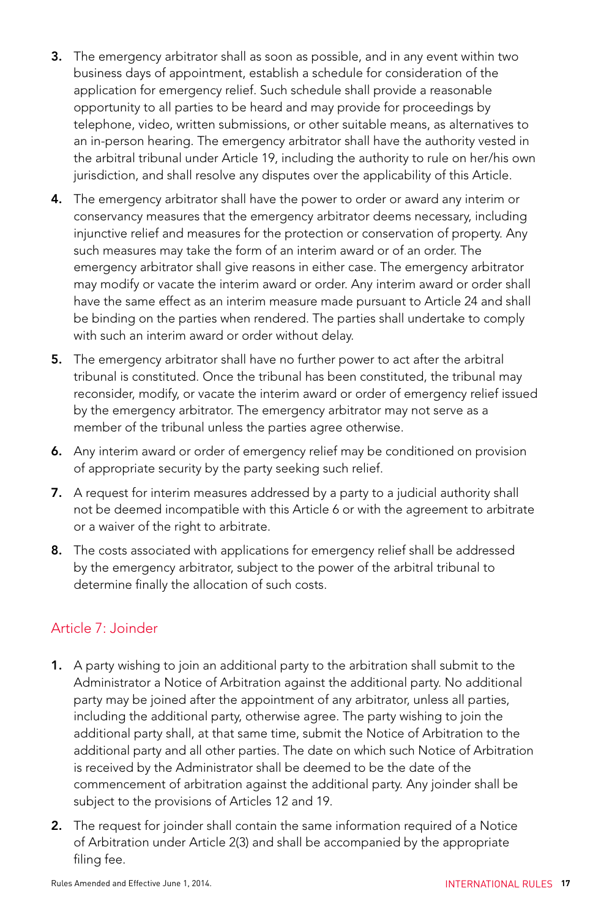3. The emergency arbitrator shall as soon as possible, and in any event within two business days of appointment, establish a schedule for consideration of the application for emergency relief. Such schedule shall provide a reasonable opportunity to all parties to be heard and may provide for proceedings by telephone, video, written submissions, or other suitable means, as alternatives to an in-person hearing. The emergency arbitrator shall have the authority vested in the arbitral tribunal under Article 19, including the authority to rule on her/his own jurisdiction, and shall resolve any disputes over the applicability of this Article.

4. The emergency arbitrator shall have the power to order or award any interim or conservancy measures that the emergency arbitrator deems necessary, including injunctive relief and measures for the protection or conservation of property. Any such measures may take the form of an interim award or of an order. The emergency arbitrator shall give reasons in either case. The emergency arbitrator may modify or vacate the interim award or order. Any interim award or order shall have the same effect as an interim measure made pursuant to Article 24 and shall be binding on the parties when rendered. The parties shall undertake to comply with such an interim award or order without delay.

5. The emergency arbitrator shall have no further power to act after the arbitral tribunal is constituted. Once the tribunal has been constituted, the tribunal may reconsider, modify, or vacate the interim award or order of emergency relief issued by the emergency arbitrator. The emergency arbitrator may not serve as a member of the tribunal unless the parties agree otherwise.

6. Any interim award or order of emergency relief may be conditioned on provision of appropriate security by the party seeking such relief.

7. A request for interim measures addressed by a party to a judicial authority shall not be deemed incompatible with this Article 6 or with the agreement to arbitrate or a waiver of the right to arbitrate.

8. The costs associated with applications for emergency relief shall be addressed by the emergency arbitrator, subject to the power of the arbitral tribunal to determine finally the allocation of such costs.

## Article 7: Joinder

1. A party wishing to join an additional party to the arbitration shall submit to the Administrator a Notice of Arbitration against the additional party. No additional party may be joined after the appointment of any arbitrator, unless all parties, including the additional party, otherwise agree. The party wishing to join the additional party shall, at that same time, submit the Notice of Arbitration to the additional party and all other parties. The date on which such Notice of Arbitration is received by the Administrator shall be deemed to be the date of the commencement of arbitration against the additional party. Any joinder shall be subject to the provisions of Articles 12 and 19.

2. The request for joinder shall contain the same information required of a Notice of Arbitration under Article 2(3) and shall be accompanied by the appropriate filing fee.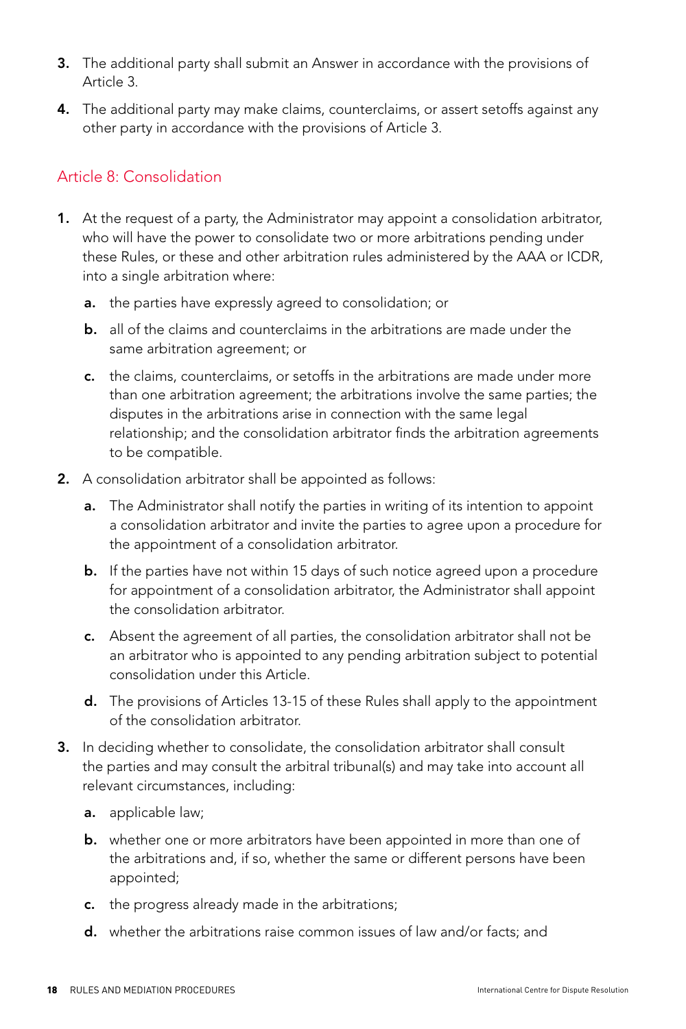3. The additional party shall submit an Answer in accordance with the provisions of Article 3.
4. The additional party may make claims, counterclaims, or assert setoffs against any other party in accordance with the provisions of Article 3.

## Article 8: Consolidation

1. At the request of a party, the Administrator may appoint a consolidation arbitrator, who will have the power to consolidate two or more arbitrations pending under these Rules, or these and other arbitration rules administered by the AAA or ICDR, into a single arbitration where:
   a. the parties have expressly agreed to consolidation; or
   b. all of the claims and counterclaims in the arbitrations are made under the same arbitration agreement; or
   c. the claims, counterclaims, or setoffs in the arbitrations are made under more than one arbitration agreement; the arbitrations involve the same parties; the disputes in the arbitrations arise in connection with the same legal relationship; and the consolidation arbitrator finds the arbitration agreements to be compatible.
2. A consolidation arbitrator shall be appointed as follows:
   a. The Administrator shall notify the parties in writing of its intention to appoint a consolidation arbitrator and invite the parties to agree upon a procedure for the appointment of a consolidation arbitrator.
   b. If the parties have not within 15 days of such notice agreed upon a procedure for appointment of a consolidation arbitrator, the Administrator shall appoint the consolidation arbitrator.
   c. Absent the agreement of all parties, the consolidation arbitrator shall not be an arbitrator who is appointed to any pending arbitration subject to potential consolidation under this Article.
   d. The provisions of Articles 13-15 of these Rules shall apply to the appointment of the consolidation arbitrator.
3. In deciding whether to consolidate, the consolidation arbitrator shall consult the parties and may consult the arbitral tribunal(s) and may take into account all relevant circumstances, including:
   a. applicable law;
   b. whether one or more arbitrators have been appointed in more than one of the arbitrations and, if so, whether the same or different persons have been appointed;
   c. the progress already made in the arbitrations;
   d. whether the arbitrations raise common issues of law and/or facts; and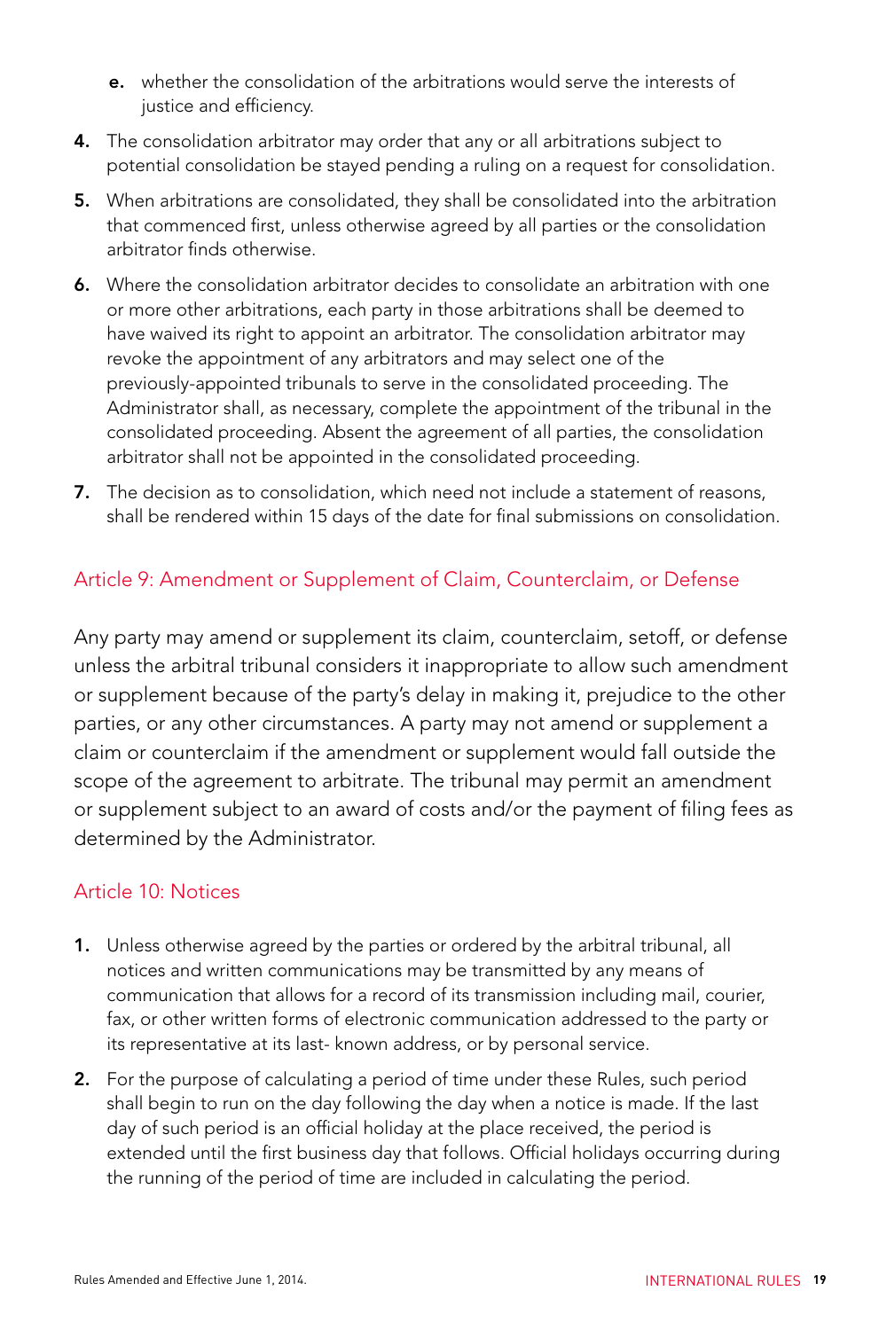e. whether the consolidation of the arbitrations would serve the interests of justice and efficiency.

4. The consolidation arbitrator may order that any or all arbitrations subject to potential consolidation be stayed pending a ruling on a request for consolidation.

5. When arbitrations are consolidated, they shall be consolidated into the arbitration that commenced first, unless otherwise agreed by all parties or the consolidation arbitrator finds otherwise.

6. Where the consolidation arbitrator decides to consolidate an arbitration with one or more other arbitrations, each party in those arbitrations shall be deemed to have waived its right to appoint an arbitrator. The consolidation arbitrator may revoke the appointment of any arbitrators and may select one of the previously-appointed tribunals to serve in the consolidated proceeding. The Administrator shall, as necessary, complete the appointment of the tribunal in the consolidated proceeding. Absent the agreement of all parties, the consolidation arbitrator shall not be appointed in the consolidated proceeding.

7. The decision as to consolidation, which need not include a statement of reasons, shall be rendered within 15 days of the date for final submissions on consolidation.

## Article 9: Amendment or Supplement of Claim, Counterclaim, or Defense

Any party may amend or supplement its claim, counterclaim, setoff, or defense unless the arbitral tribunal considers it inappropriate to allow such amendment or supplement because of the party's delay in making it, prejudice to the other parties, or any other circumstances. A party may not amend or supplement a claim or counterclaim if the amendment or supplement would fall outside the scope of the agreement to arbitrate. The tribunal may permit an amendment or supplement subject to an award of costs and/or the payment of filing fees as determined by the Administrator.

## Article 10: Notices

1. Unless otherwise agreed by the parties or ordered by the arbitral tribunal, all notices and written communications may be transmitted by any means of communication that allows for a record of its transmission including mail, courier, fax, or other written forms of electronic communication addressed to the party or its representative at its last- known address, or by personal service.

2. For the purpose of calculating a period of time under these Rules, such period shall begin to run on the day following the day when a notice is made. If the last day of such period is an official holiday at the place received, the period is extended until the first business day that follows. Official holidays occurring during the running of the period of time are included in calculating the period.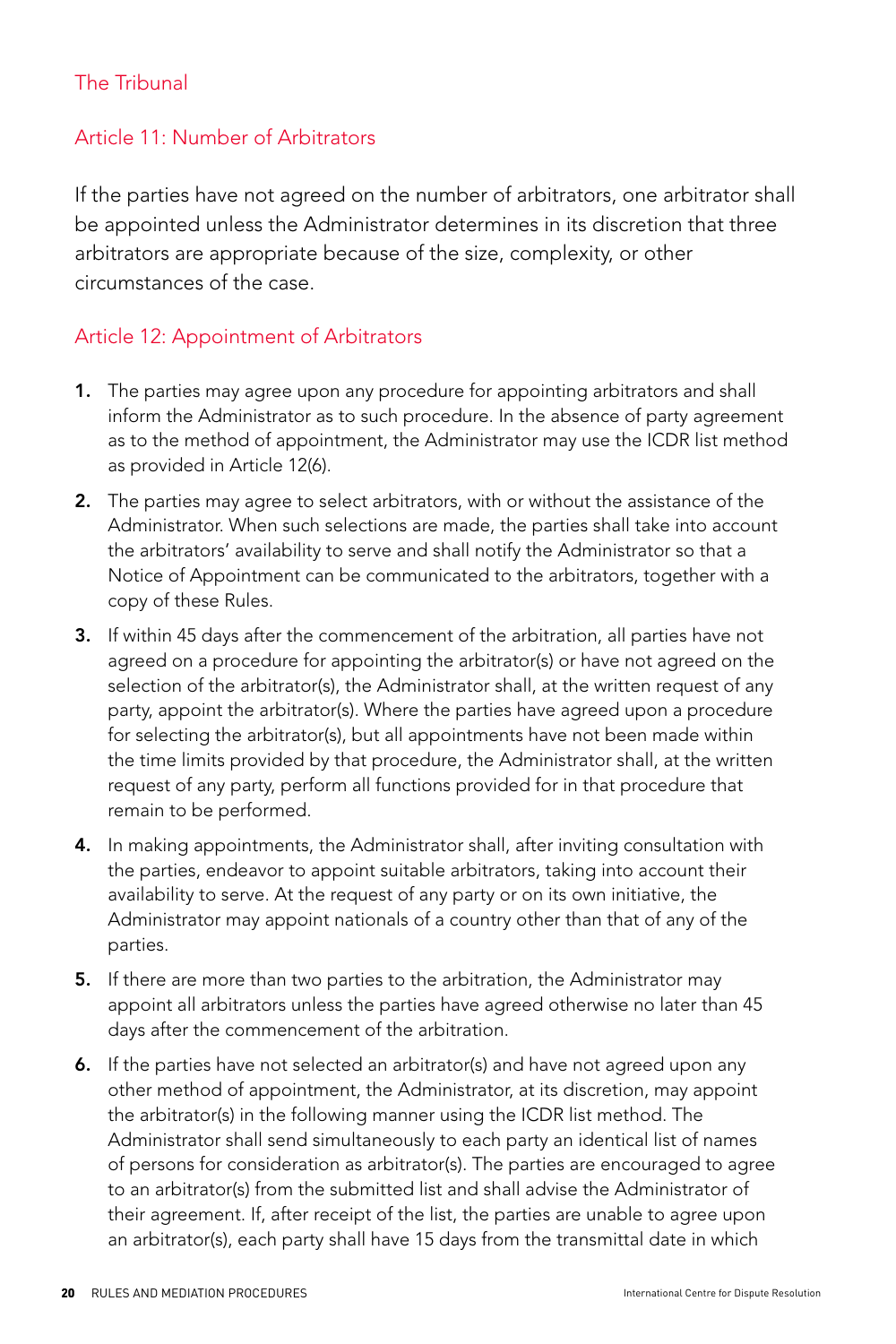## The Tribunal

### Article 11: Number of Arbitrators

If the parties have not agreed on the number of arbitrators, one arbitrator shall be appointed unless the Administrator determines in its discretion that three arbitrators are appropriate because of the size, complexity, or other circumstances of the case.

### Article 12: Appointment of Arbitrators

1. The parties may agree upon any procedure for appointing arbitrators and shall inform the Administrator as to such procedure. In the absence of party agreement as to the method of appointment, the Administrator may use the ICDR list method as provided in Article 12(6).
2. The parties may agree to select arbitrators, with or without the assistance of the Administrator. When such selections are made, the parties shall take into account the arbitrators' availability to serve and shall notify the Administrator so that a Notice of Appointment can be communicated to the arbitrators, together with a copy of these Rules.
3. If within 45 days after the commencement of the arbitration, all parties have not agreed on a procedure for appointing the arbitrator(s) or have not agreed on the selection of the arbitrator(s), the Administrator shall, at the written request of any party, appoint the arbitrator(s). Where the parties have agreed upon a procedure for selecting the arbitrator(s), but all appointments have not been made within the time limits provided by that procedure, the Administrator shall, at the written request of any party, perform all functions provided for in that procedure that remain to be performed.
4. In making appointments, the Administrator shall, after inviting consultation with the parties, endeavor to appoint suitable arbitrators, taking into account their availability to serve. At the request of any party or on its own initiative, the Administrator may appoint nationals of a country other than that of any of the parties.
5. If there are more than two parties to the arbitration, the Administrator may appoint all arbitrators unless the parties have agreed otherwise no later than 45 days after the commencement of the arbitration.
6. If the parties have not selected an arbitrator(s) and have not agreed upon any other method of appointment, the Administrator, at its discretion, may appoint the arbitrator(s) in the following manner using the ICDR list method. The Administrator shall send simultaneously to each party an identical list of names of persons for consideration as arbitrator(s). The parties are encouraged to agree to an arbitrator(s) from the submitted list and shall advise the Administrator of their agreement. If, after receipt of the list, the parties are unable to agree upon an arbitrator(s), each party shall have 15 days from the transmittal date in which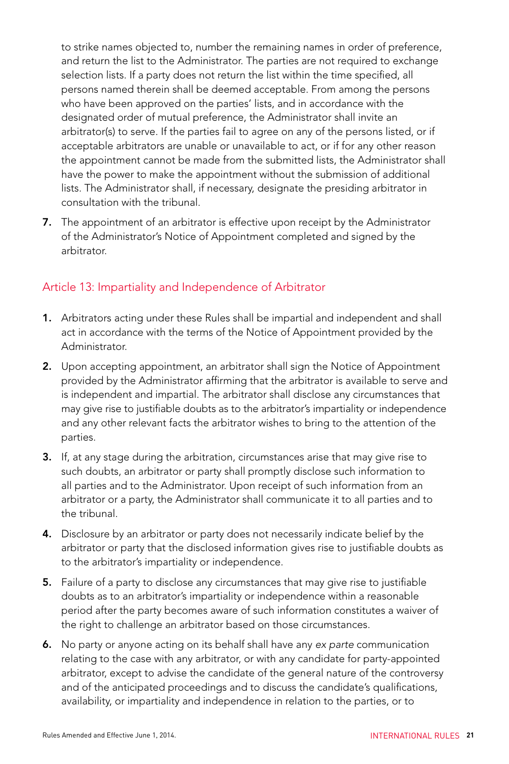to strike names objected to, number the remaining names in order of preference, and return the list to the Administrator. The parties are not required to exchange selection lists. If a party does not return the list within the time specified, all persons named therein shall be deemed acceptable. From among the persons who have been approved on the parties' lists, and in accordance with the designated order of mutual preference, the Administrator shall invite an arbitrator(s) to serve. If the parties fail to agree on any of the persons listed, or if acceptable arbitrators are unable or unavailable to act, or if for any other reason the appointment cannot be made from the submitted lists, the Administrator shall have the power to make the appointment without the submission of additional lists. The Administrator shall, if necessary, designate the presiding arbitrator in consultation with the tribunal.

**7.** The appointment of an arbitrator is effective upon receipt by the Administrator of the Administrator's Notice of Appointment completed and signed by the arbitrator.

## Article 13: Impartiality and Independence of Arbitrator

**1.** Arbitrators acting under these Rules shall be impartial and independent and shall act in accordance with the terms of the Notice of Appointment provided by the Administrator.

**2.** Upon accepting appointment, an arbitrator shall sign the Notice of Appointment provided by the Administrator affirming that the arbitrator is available to serve and is independent and impartial. The arbitrator shall disclose any circumstances that may give rise to justifiable doubts as to the arbitrator's impartiality or independence and any other relevant facts the arbitrator wishes to bring to the attention of the parties.

**3.** If, at any stage during the arbitration, circumstances arise that may give rise to such doubts, an arbitrator or party shall promptly disclose such information to all parties and to the Administrator. Upon receipt of such information from an arbitrator or a party, the Administrator shall communicate it to all parties and to the tribunal.

**4.** Disclosure by an arbitrator or party does not necessarily indicate belief by the arbitrator or party that the disclosed information gives rise to justifiable doubts as to the arbitrator's impartiality or independence.

**5.** Failure of a party to disclose any circumstances that may give rise to justifiable doubts as to an arbitrator's impartiality or independence within a reasonable period after the party becomes aware of such information constitutes a waiver of the right to challenge an arbitrator based on those circumstances.

**6.** No party or anyone acting on its behalf shall have any *ex parte* communication relating to the case with any arbitrator, or with any candidate for party-appointed arbitrator, except to advise the candidate of the general nature of the controversy and of the anticipated proceedings and to discuss the candidate's qualifications, availability, or impartiality and independence in relation to the parties, or to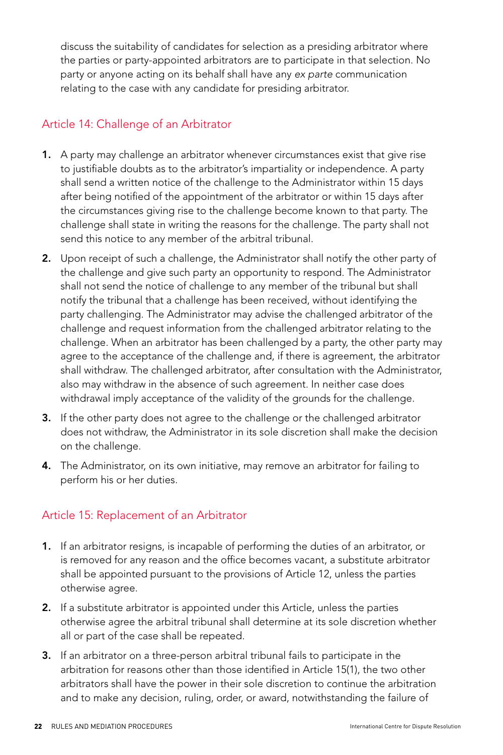discuss the suitability of candidates for selection as a presiding arbitrator where the parties or party-appointed arbitrators are to participate in that selection. No party or anyone acting on its behalf shall have any *ex parte* communication relating to the case with any candidate for presiding arbitrator.

## Article 14: Challenge of an Arbitrator

1. A party may challenge an arbitrator whenever circumstances exist that give rise to justifiable doubts as to the arbitrator's impartiality or independence. A party shall send a written notice of the challenge to the Administrator within 15 days after being notified of the appointment of the arbitrator or within 15 days after the circumstances giving rise to the challenge become known to that party. The challenge shall state in writing the reasons for the challenge. The party shall not send this notice to any member of the arbitral tribunal.
2. Upon receipt of such a challenge, the Administrator shall notify the other party of the challenge and give such party an opportunity to respond. The Administrator shall not send the notice of challenge to any member of the tribunal but shall notify the tribunal that a challenge has been received, without identifying the party challenging. The Administrator may advise the challenged arbitrator of the challenge and request information from the challenged arbitrator relating to the challenge. When an arbitrator has been challenged by a party, the other party may agree to the acceptance of the challenge and, if there is agreement, the arbitrator shall withdraw. The challenged arbitrator, after consultation with the Administrator, also may withdraw in the absence of such agreement. In neither case does withdrawal imply acceptance of the validity of the grounds for the challenge.
3. If the other party does not agree to the challenge or the challenged arbitrator does not withdraw, the Administrator in its sole discretion shall make the decision on the challenge.
4. The Administrator, on its own initiative, may remove an arbitrator for failing to perform his or her duties.

## Article 15: Replacement of an Arbitrator

1. If an arbitrator resigns, is incapable of performing the duties of an arbitrator, or is removed for any reason and the office becomes vacant, a substitute arbitrator shall be appointed pursuant to the provisions of Article 12, unless the parties otherwise agree.
2. If a substitute arbitrator is appointed under this Article, unless the parties otherwise agree the arbitral tribunal shall determine at its sole discretion whether all or part of the case shall be repeated.
3. If an arbitrator on a three-person arbitral tribunal fails to participate in the arbitration for reasons other than those identified in Article 15(1), the two other arbitrators shall have the power in their sole discretion to continue the arbitration and to make any decision, ruling, order, or award, notwithstanding the failure of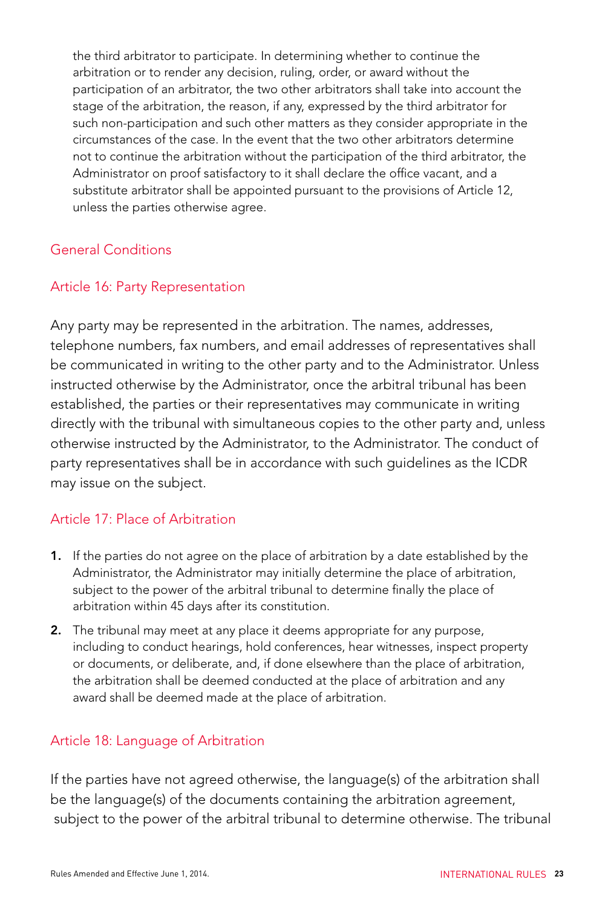the third arbitrator to participate. In determining whether to continue the arbitration or to render any decision, ruling, order, or award without the participation of an arbitrator, the two other arbitrators shall take into account the stage of the arbitration, the reason, if any, expressed by the third arbitrator for such non-participation and such other matters as they consider appropriate in the circumstances of the case. In the event that the two other arbitrators determine not to continue the arbitration without the participation of the third arbitrator, the Administrator on proof satisfactory to it shall declare the office vacant, and a substitute arbitrator shall be appointed pursuant to the provisions of Article 12, unless the parties otherwise agree.

## General Conditions

### Article 16: Party Representation

Any party may be represented in the arbitration. The names, addresses, telephone numbers, fax numbers, and email addresses of representatives shall be communicated in writing to the other party and to the Administrator. Unless instructed otherwise by the Administrator, once the arbitral tribunal has been established, the parties or their representatives may communicate in writing directly with the tribunal with simultaneous copies to the other party and, unless otherwise instructed by the Administrator, to the Administrator. The conduct of party representatives shall be in accordance with such guidelines as the ICDR may issue on the subject.

### Article 17: Place of Arbitration

1. If the parties do not agree on the place of arbitration by a date established by the Administrator, the Administrator may initially determine the place of arbitration, subject to the power of the arbitral tribunal to determine finally the place of arbitration within 45 days after its constitution.
2. The tribunal may meet at any place it deems appropriate for any purpose, including to conduct hearings, hold conferences, hear witnesses, inspect property or documents, or deliberate, and, if done elsewhere than the place of arbitration, the arbitration shall be deemed conducted at the place of arbitration and any award shall be deemed made at the place of arbitration.

### Article 18: Language of Arbitration

If the parties have not agreed otherwise, the language(s) of the arbitration shall be the language(s) of the documents containing the arbitration agreement, subject to the power of the arbitral tribunal to determine otherwise. The tribunal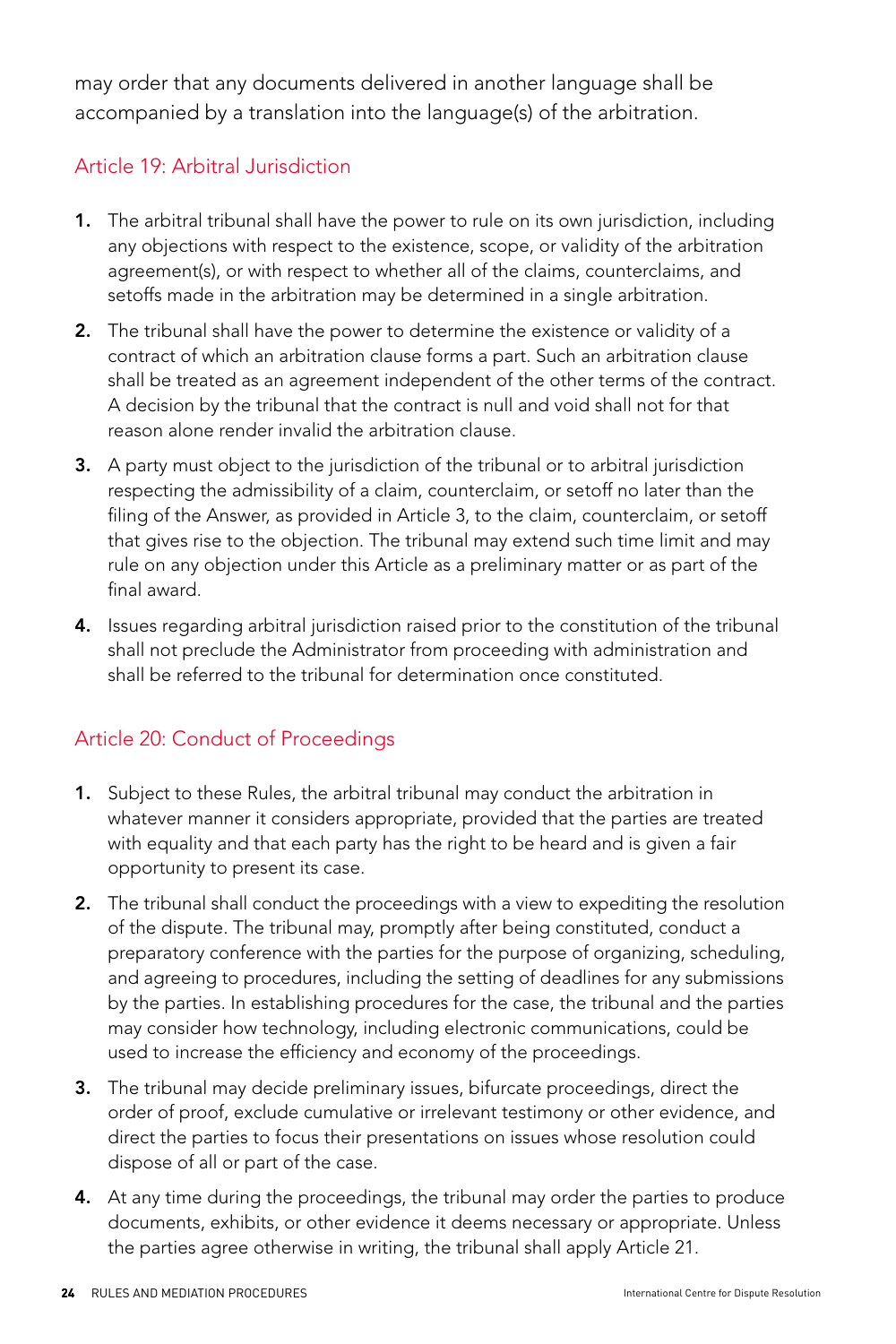may order that any documents delivered in another language shall be accompanied by a translation into the language(s) of the arbitration.

## Article 19: Arbitral Jurisdiction

1. The arbitral tribunal shall have the power to rule on its own jurisdiction, including any objections with respect to the existence, scope, or validity of the arbitration agreement(s), or with respect to whether all of the claims, counterclaims, and setoffs made in the arbitration may be determined in a single arbitration.
2. The tribunal shall have the power to determine the existence or validity of a contract of which an arbitration clause forms a part. Such an arbitration clause shall be treated as an agreement independent of the other terms of the contract. A decision by the tribunal that the contract is null and void shall not for that reason alone render invalid the arbitration clause.
3. A party must object to the jurisdiction of the tribunal or to arbitral jurisdiction respecting the admissibility of a claim, counterclaim, or setoff no later than the filing of the Answer, as provided in Article 3, to the claim, counterclaim, or setoff that gives rise to the objection. The tribunal may extend such time limit and may rule on any objection under this Article as a preliminary matter or as part of the final award.
4. Issues regarding arbitral jurisdiction raised prior to the constitution of the tribunal shall not preclude the Administrator from proceeding with administration and shall be referred to the tribunal for determination once constituted.

## Article 20: Conduct of Proceedings

1. Subject to these Rules, the arbitral tribunal may conduct the arbitration in whatever manner it considers appropriate, provided that the parties are treated with equality and that each party has the right to be heard and is given a fair opportunity to present its case.
2. The tribunal shall conduct the proceedings with a view to expediting the resolution of the dispute. The tribunal may, promptly after being constituted, conduct a preparatory conference with the parties for the purpose of organizing, scheduling, and agreeing to procedures, including the setting of deadlines for any submissions by the parties. In establishing procedures for the case, the tribunal and the parties may consider how technology, including electronic communications, could be used to increase the efficiency and economy of the proceedings.
3. The tribunal may decide preliminary issues, bifurcate proceedings, direct the order of proof, exclude cumulative or irrelevant testimony or other evidence, and direct the parties to focus their presentations on issues whose resolution could dispose of all or part of the case.
4. At any time during the proceedings, the tribunal may order the parties to produce documents, exhibits, or other evidence it deems necessary or appropriate. Unless the parties agree otherwise in writing, the tribunal shall apply Article 21.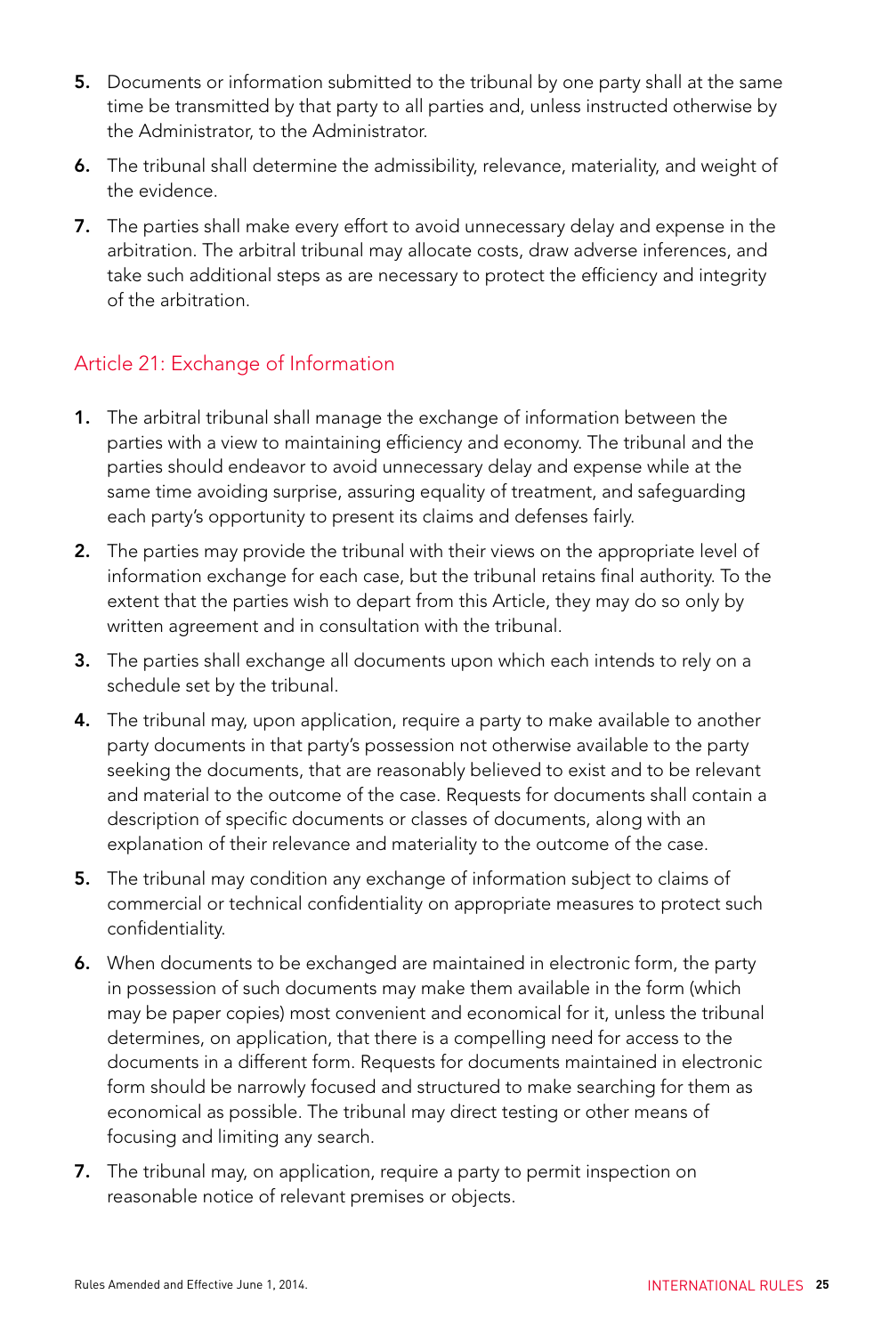5. Documents or information submitted to the tribunal by one party shall at the same time be transmitted by that party to all parties and, unless instructed otherwise by the Administrator, to the Administrator.

6. The tribunal shall determine the admissibility, relevance, materiality, and weight of the evidence.

7. The parties shall make every effort to avoid unnecessary delay and expense in the arbitration. The arbitral tribunal may allocate costs, draw adverse inferences, and take such additional steps as are necessary to protect the efficiency and integrity of the arbitration.

## Article 21: Exchange of Information

1. The arbitral tribunal shall manage the exchange of information between the parties with a view to maintaining efficiency and economy. The tribunal and the parties should endeavor to avoid unnecessary delay and expense while at the same time avoiding surprise, assuring equality of treatment, and safeguarding each party's opportunity to present its claims and defenses fairly.

2. The parties may provide the tribunal with their views on the appropriate level of information exchange for each case, but the tribunal retains final authority. To the extent that the parties wish to depart from this Article, they may do so only by written agreement and in consultation with the tribunal.

3. The parties shall exchange all documents upon which each intends to rely on a schedule set by the tribunal.

4. The tribunal may, upon application, require a party to make available to another party documents in that party's possession not otherwise available to the party seeking the documents, that are reasonably believed to exist and to be relevant and material to the outcome of the case. Requests for documents shall contain a description of specific documents or classes of documents, along with an explanation of their relevance and materiality to the outcome of the case.

5. The tribunal may condition any exchange of information subject to claims of commercial or technical confidentiality on appropriate measures to protect such confidentiality.

6. When documents to be exchanged are maintained in electronic form, the party in possession of such documents may make them available in the form (which may be paper copies) most convenient and economical for it, unless the tribunal determines, on application, that there is a compelling need for access to the documents in a different form. Requests for documents maintained in electronic form should be narrowly focused and structured to make searching for them as economical as possible. The tribunal may direct testing or other means of focusing and limiting any search.

7. The tribunal may, on application, require a party to permit inspection on reasonable notice of relevant premises or objects.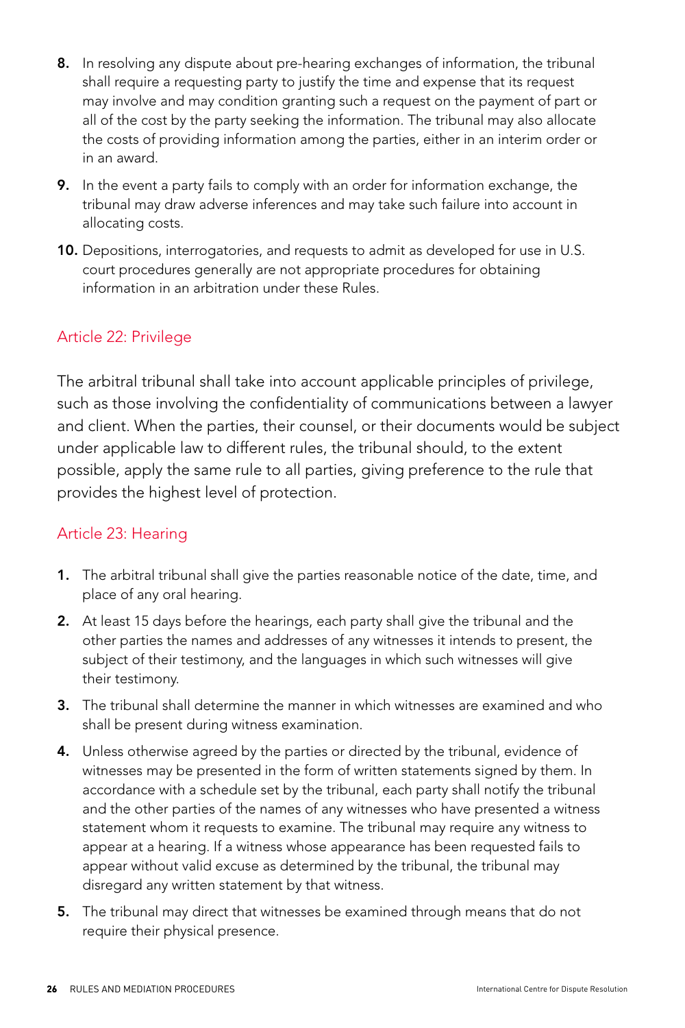8. In resolving any dispute about pre-hearing exchanges of information, the tribunal shall require a requesting party to justify the time and expense that its request may involve and may condition granting such a request on the payment of part or all of the cost by the party seeking the information. The tribunal may also allocate the costs of providing information among the parties, either in an interim order or in an award.
9. In the event a party fails to comply with an order for information exchange, the tribunal may draw adverse inferences and may take such failure into account in allocating costs.
10. Depositions, interrogatories, and requests to admit as developed for use in U.S. court procedures generally are not appropriate procedures for obtaining information in an arbitration under these Rules.

## Article 22: Privilege

The arbitral tribunal shall take into account applicable principles of privilege, such as those involving the confidentiality of communications between a lawyer and client. When the parties, their counsel, or their documents would be subject under applicable law to different rules, the tribunal should, to the extent possible, apply the same rule to all parties, giving preference to the rule that provides the highest level of protection.

## Article 23: Hearing

1. The arbitral tribunal shall give the parties reasonable notice of the date, time, and place of any oral hearing.
2. At least 15 days before the hearings, each party shall give the tribunal and the other parties the names and addresses of any witnesses it intends to present, the subject of their testimony, and the languages in which such witnesses will give their testimony.
3. The tribunal shall determine the manner in which witnesses are examined and who shall be present during witness examination.
4. Unless otherwise agreed by the parties or directed by the tribunal, evidence of witnesses may be presented in the form of written statements signed by them. In accordance with a schedule set by the tribunal, each party shall notify the tribunal and the other parties of the names of any witnesses who have presented a witness statement whom it requests to examine. The tribunal may require any witness to appear at a hearing. If a witness whose appearance has been requested fails to appear without valid excuse as determined by the tribunal, the tribunal may disregard any written statement by that witness.
5. The tribunal may direct that witnesses be examined through means that do not require their physical presence.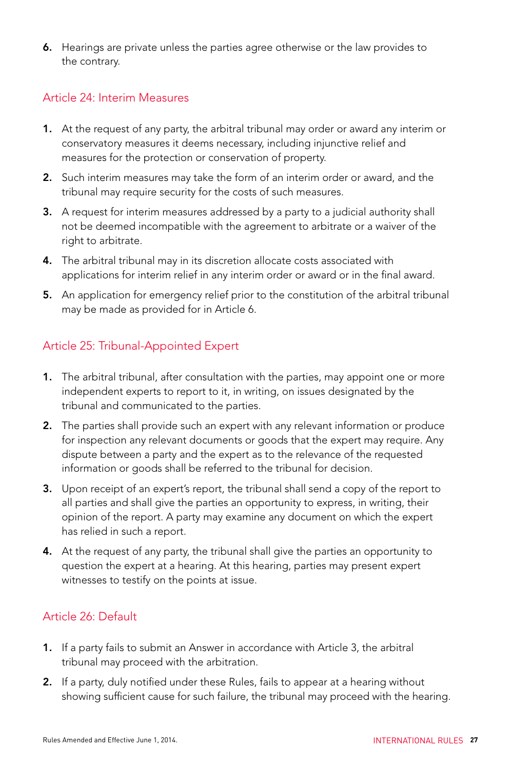6. Hearings are private unless the parties agree otherwise or the law provides to the contrary.

## Article 24: Interim Measures

1. At the request of any party, the arbitral tribunal may order or award any interim or conservatory measures it deems necessary, including injunctive relief and measures for the protection or conservation of property.
2. Such interim measures may take the form of an interim order or award, and the tribunal may require security for the costs of such measures.
3. A request for interim measures addressed by a party to a judicial authority shall not be deemed incompatible with the agreement to arbitrate or a waiver of the right to arbitrate.
4. The arbitral tribunal may in its discretion allocate costs associated with applications for interim relief in any interim order or award or in the final award.
5. An application for emergency relief prior to the constitution of the arbitral tribunal may be made as provided for in Article 6.

## Article 25: Tribunal-Appointed Expert

1. The arbitral tribunal, after consultation with the parties, may appoint one or more independent experts to report to it, in writing, on issues designated by the tribunal and communicated to the parties.
2. The parties shall provide such an expert with any relevant information or produce for inspection any relevant documents or goods that the expert may require. Any dispute between a party and the expert as to the relevance of the requested information or goods shall be referred to the tribunal for decision.
3. Upon receipt of an expert's report, the tribunal shall send a copy of the report to all parties and shall give the parties an opportunity to express, in writing, their opinion of the report. A party may examine any document on which the expert has relied in such a report.
4. At the request of any party, the tribunal shall give the parties an opportunity to question the expert at a hearing. At this hearing, parties may present expert witnesses to testify on the points at issue.

## Article 26: Default

1. If a party fails to submit an Answer in accordance with Article 3, the arbitral tribunal may proceed with the arbitration.
2. If a party, duly notified under these Rules, fails to appear at a hearing without showing sufficient cause for such failure, the tribunal may proceed with the hearing.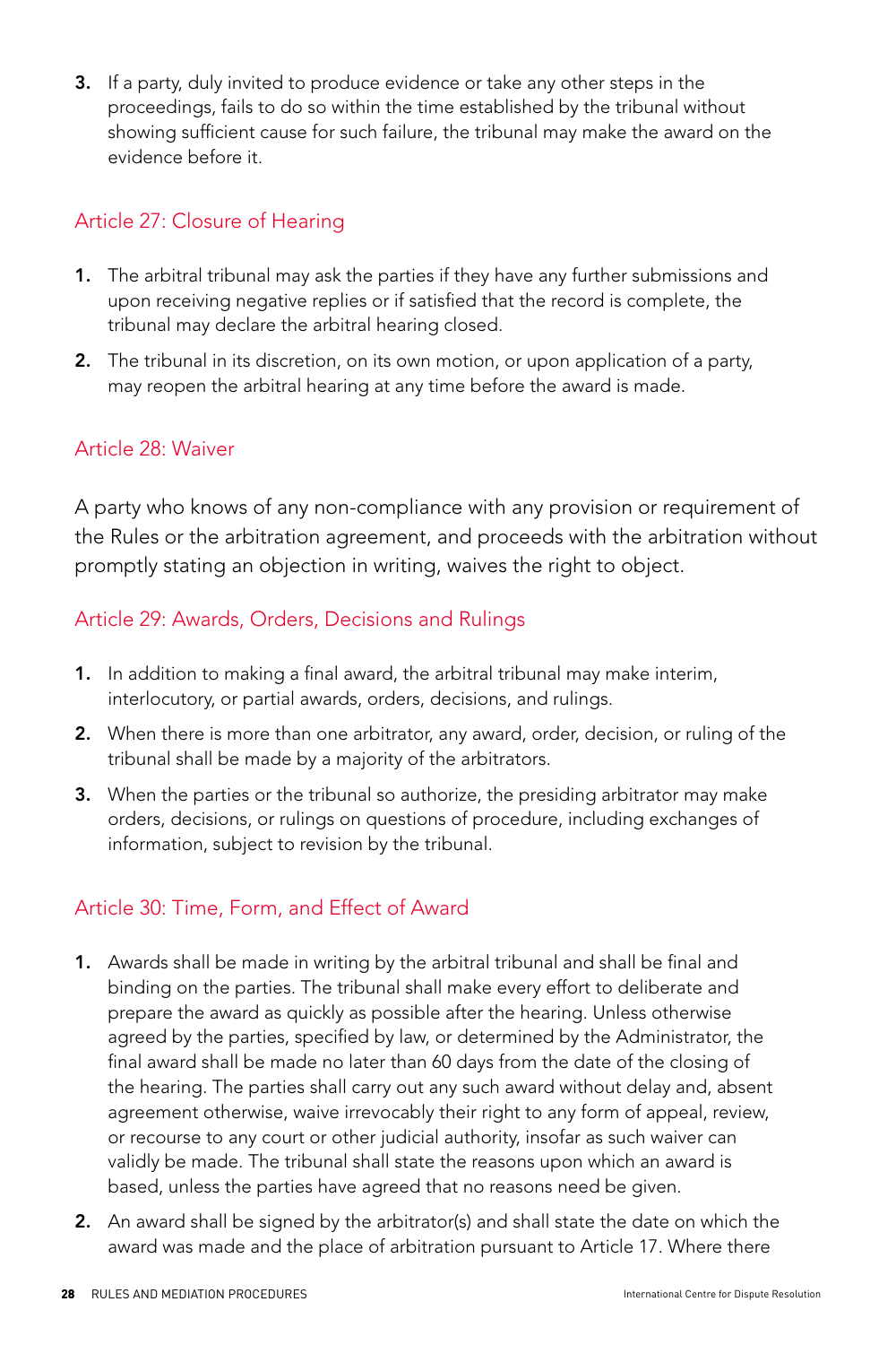3. If a party, duly invited to produce evidence or take any other steps in the proceedings, fails to do so within the time established by the tribunal without showing sufficient cause for such failure, the tribunal may make the award on the evidence before it.

## Article 27: Closure of Hearing

1. The arbitral tribunal may ask the parties if they have any further submissions and upon receiving negative replies or if satisfied that the record is complete, the tribunal may declare the arbitral hearing closed.
2. The tribunal in its discretion, on its own motion, or upon application of a party, may reopen the arbitral hearing at any time before the award is made.

## Article 28: Waiver

A party who knows of any non-compliance with any provision or requirement of the Rules or the arbitration agreement, and proceeds with the arbitration without promptly stating an objection in writing, waives the right to object.

## Article 29: Awards, Orders, Decisions and Rulings

1. In addition to making a final award, the arbitral tribunal may make interim, interlocutory, or partial awards, orders, decisions, and rulings.
2. When there is more than one arbitrator, any award, order, decision, or ruling of the tribunal shall be made by a majority of the arbitrators.
3. When the parties or the tribunal so authorize, the presiding arbitrator may make orders, decisions, or rulings on questions of procedure, including exchanges of information, subject to revision by the tribunal.

## Article 30: Time, Form, and Effect of Award

1. Awards shall be made in writing by the arbitral tribunal and shall be final and binding on the parties. The tribunal shall make every effort to deliberate and prepare the award as quickly as possible after the hearing. Unless otherwise agreed by the parties, specified by law, or determined by the Administrator, the final award shall be made no later than 60 days from the date of the closing of the hearing. The parties shall carry out any such award without delay and, absent agreement otherwise, waive irrevocably their right to any form of appeal, review, or recourse to any court or other judicial authority, insofar as such waiver can validly be made. The tribunal shall state the reasons upon which an award is based, unless the parties have agreed that no reasons need be given.
2. An award shall be signed by the arbitrator(s) and shall state the date on which the award was made and the place of arbitration pursuant to Article 17. Where there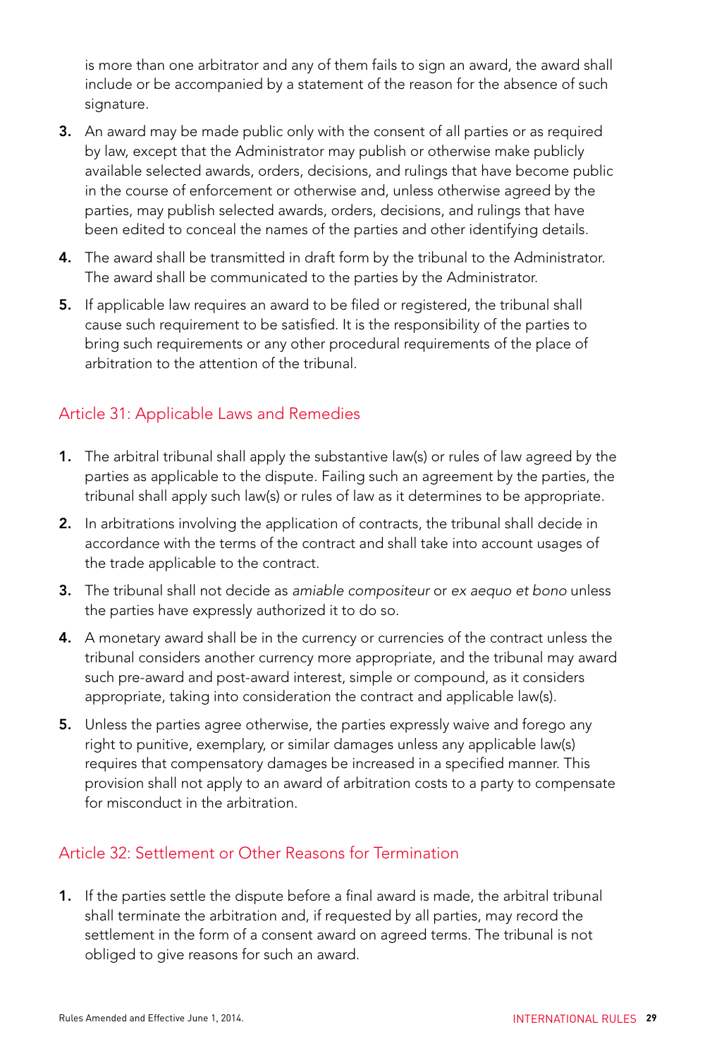is more than one arbitrator and any of them fails to sign an award, the award shall include or be accompanied by a statement of the reason for the absence of such signature.

3. An award may be made public only with the consent of all parties or as required by law, except that the Administrator may publish or otherwise make publicly available selected awards, orders, decisions, and rulings that have become public in the course of enforcement or otherwise and, unless otherwise agreed by the parties, may publish selected awards, orders, decisions, and rulings that have been edited to conceal the names of the parties and other identifying details.

4. The award shall be transmitted in draft form by the tribunal to the Administrator. The award shall be communicated to the parties by the Administrator.

5. If applicable law requires an award to be filed or registered, the tribunal shall cause such requirement to be satisfied. It is the responsibility of the parties to bring such requirements or any other procedural requirements of the place of arbitration to the attention of the tribunal.

## Article 31: Applicable Laws and Remedies

1. The arbitral tribunal shall apply the substantive law(s) or rules of law agreed by the parties as applicable to the dispute. Failing such an agreement by the parties, the tribunal shall apply such law(s) or rules of law as it determines to be appropriate.

2. In arbitrations involving the application of contracts, the tribunal shall decide in accordance with the terms of the contract and shall take into account usages of the trade applicable to the contract.

3. The tribunal shall not decide as *amiable compositeur* or *ex aequo et bono* unless the parties have expressly authorized it to do so.

4. A monetary award shall be in the currency or currencies of the contract unless the tribunal considers another currency more appropriate, and the tribunal may award such pre-award and post-award interest, simple or compound, as it considers appropriate, taking into consideration the contract and applicable law(s).

5. Unless the parties agree otherwise, the parties expressly waive and forego any right to punitive, exemplary, or similar damages unless any applicable law(s) requires that compensatory damages be increased in a specified manner. This provision shall not apply to an award of arbitration costs to a party to compensate for misconduct in the arbitration.

## Article 32: Settlement or Other Reasons for Termination

1. If the parties settle the dispute before a final award is made, the arbitral tribunal shall terminate the arbitration and, if requested by all parties, may record the settlement in the form of a consent award on agreed terms. The tribunal is not obliged to give reasons for such an award.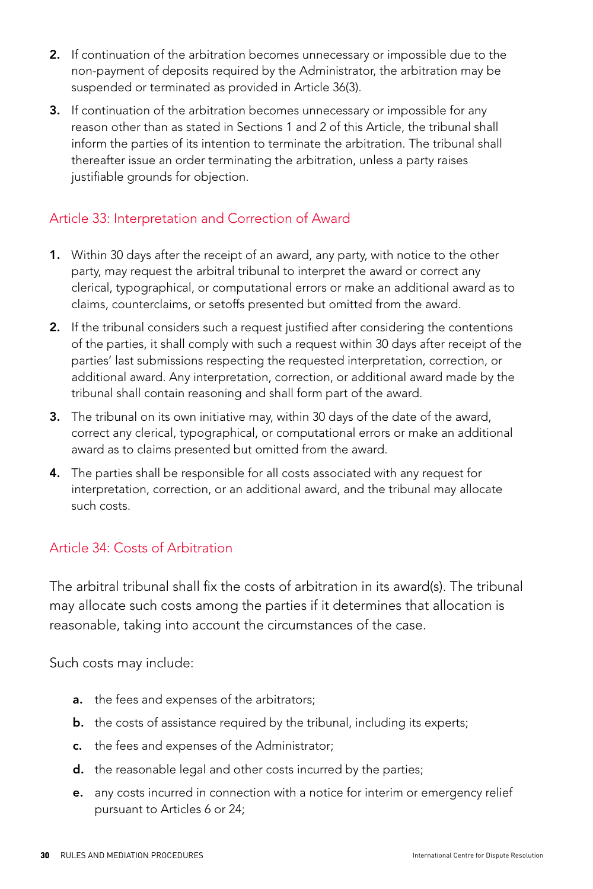2. If continuation of the arbitration becomes unnecessary or impossible due to the non-payment of deposits required by the Administrator, the arbitration may be suspended or terminated as provided in Article 36(3).

3. If continuation of the arbitration becomes unnecessary or impossible for any reason other than as stated in Sections 1 and 2 of this Article, the tribunal shall inform the parties of its intention to terminate the arbitration. The tribunal shall thereafter issue an order terminating the arbitration, unless a party raises justifiable grounds for objection.

## Article 33: Interpretation and Correction of Award

1. Within 30 days after the receipt of an award, any party, with notice to the other party, may request the arbitral tribunal to interpret the award or correct any clerical, typographical, or computational errors or make an additional award as to claims, counterclaims, or setoffs presented but omitted from the award.

2. If the tribunal considers such a request justified after considering the contentions of the parties, it shall comply with such a request within 30 days after receipt of the parties' last submissions respecting the requested interpretation, correction, or additional award. Any interpretation, correction, or additional award made by the tribunal shall contain reasoning and shall form part of the award.

3. The tribunal on its own initiative may, within 30 days of the date of the award, correct any clerical, typographical, or computational errors or make an additional award as to claims presented but omitted from the award.

4. The parties shall be responsible for all costs associated with any request for interpretation, correction, or an additional award, and the tribunal may allocate such costs.

## Article 34: Costs of Arbitration

The arbitral tribunal shall fix the costs of arbitration in its award(s). The tribunal may allocate such costs among the parties if it determines that allocation is reasonable, taking into account the circumstances of the case.

Such costs may include:

a. the fees and expenses of the arbitrators;

b. the costs of assistance required by the tribunal, including its experts;

c. the fees and expenses of the Administrator;

d. the reasonable legal and other costs incurred by the parties;

e. any costs incurred in connection with a notice for interim or emergency relief pursuant to Articles 6 or 24;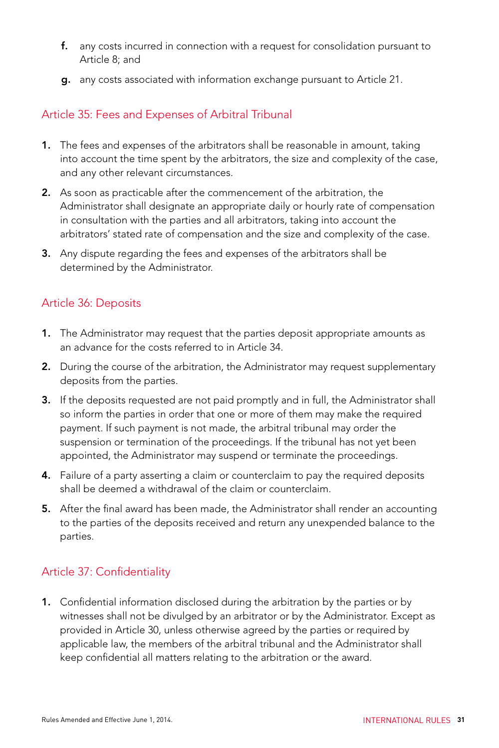f. any costs incurred in connection with a request for consolidation pursuant to Article 8; and

g. any costs associated with information exchange pursuant to Article 21.

## Article 35: Fees and Expenses of Arbitral Tribunal

1. The fees and expenses of the arbitrators shall be reasonable in amount, taking into account the time spent by the arbitrators, the size and complexity of the case, and any other relevant circumstances.

2. As soon as practicable after the commencement of the arbitration, the Administrator shall designate an appropriate daily or hourly rate of compensation in consultation with the parties and all arbitrators, taking into account the arbitrators' stated rate of compensation and the size and complexity of the case.

3. Any dispute regarding the fees and expenses of the arbitrators shall be determined by the Administrator.

## Article 36: Deposits

1. The Administrator may request that the parties deposit appropriate amounts as an advance for the costs referred to in Article 34.

2. During the course of the arbitration, the Administrator may request supplementary deposits from the parties.

3. If the deposits requested are not paid promptly and in full, the Administrator shall so inform the parties in order that one or more of them may make the required payment. If such payment is not made, the arbitral tribunal may order the suspension or termination of the proceedings. If the tribunal has not yet been appointed, the Administrator may suspend or terminate the proceedings.

4. Failure of a party asserting a claim or counterclaim to pay the required deposits shall be deemed a withdrawal of the claim or counterclaim.

5. After the final award has been made, the Administrator shall render an accounting to the parties of the deposits received and return any unexpended balance to the parties.

## Article 37: Confidentiality

1. Confidential information disclosed during the arbitration by the parties or by witnesses shall not be divulged by an arbitrator or by the Administrator. Except as provided in Article 30, unless otherwise agreed by the parties or required by applicable law, the members of the arbitral tribunal and the Administrator shall keep confidential all matters relating to the arbitration or the award.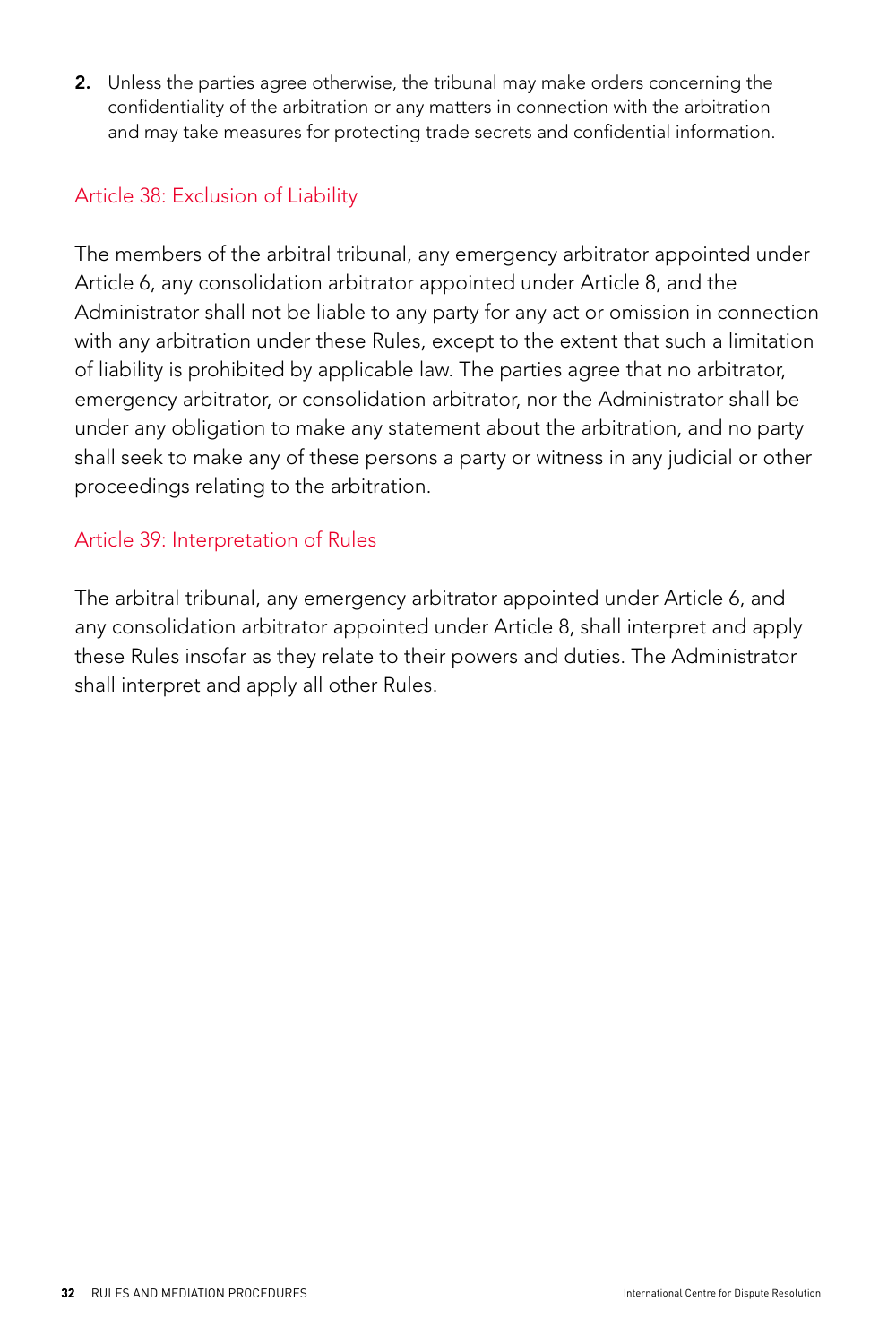2. Unless the parties agree otherwise, the tribunal may make orders concerning the confidentiality of the arbitration or any matters in connection with the arbitration and may take measures for protecting trade secrets and confidential information.

## Article 38: Exclusion of Liability

The members of the arbitral tribunal, any emergency arbitrator appointed under Article 6, any consolidation arbitrator appointed under Article 8, and the Administrator shall not be liable to any party for any act or omission in connection with any arbitration under these Rules, except to the extent that such a limitation of liability is prohibited by applicable law. The parties agree that no arbitrator, emergency arbitrator, or consolidation arbitrator, nor the Administrator shall be under any obligation to make any statement about the arbitration, and no party shall seek to make any of these persons a party or witness in any judicial or other proceedings relating to the arbitration.

## Article 39: Interpretation of Rules

The arbitral tribunal, any emergency arbitrator appointed under Article 6, and any consolidation arbitrator appointed under Article 8, shall interpret and apply these Rules insofar as they relate to their powers and duties. The Administrator shall interpret and apply all other Rules.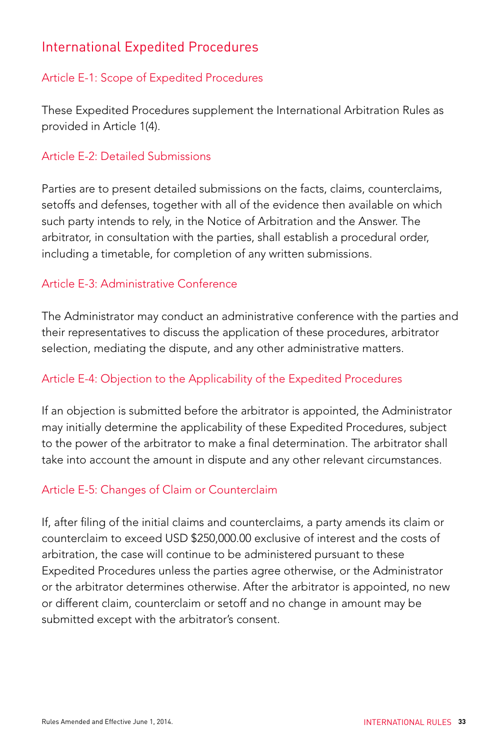## International Expedited Procedures

### Article E-1: Scope of Expedited Procedures

These Expedited Procedures supplement the International Arbitration Rules as provided in Article 1(4).

### Article E-2: Detailed Submissions

Parties are to present detailed submissions on the facts, claims, counterclaims, setoffs and defenses, together with all of the evidence then available on which such party intends to rely, in the Notice of Arbitration and the Answer. The arbitrator, in consultation with the parties, shall establish a procedural order, including a timetable, for completion of any written submissions.

### Article E-3: Administrative Conference

The Administrator may conduct an administrative conference with the parties and their representatives to discuss the application of these procedures, arbitrator selection, mediating the dispute, and any other administrative matters.

### Article E-4: Objection to the Applicability of the Expedited Procedures

If an objection is submitted before the arbitrator is appointed, the Administrator may initially determine the applicability of these Expedited Procedures, subject to the power of the arbitrator to make a final determination. The arbitrator shall take into account the amount in dispute and any other relevant circumstances.

### Article E-5: Changes of Claim or Counterclaim

If, after filing of the initial claims and counterclaims, a party amends its claim or counterclaim to exceed USD $250,000.00 exclusive of interest and the costs of arbitration, the case will continue to be administered pursuant to these Expedited Procedures unless the parties agree otherwise, or the Administrator or the arbitrator determines otherwise. After the arbitrator is appointed, no new or different claim, counterclaim or setoff and no change in amount may be submitted except with the arbitrator's consent.

Rules Amended and Effective June 1, 2014.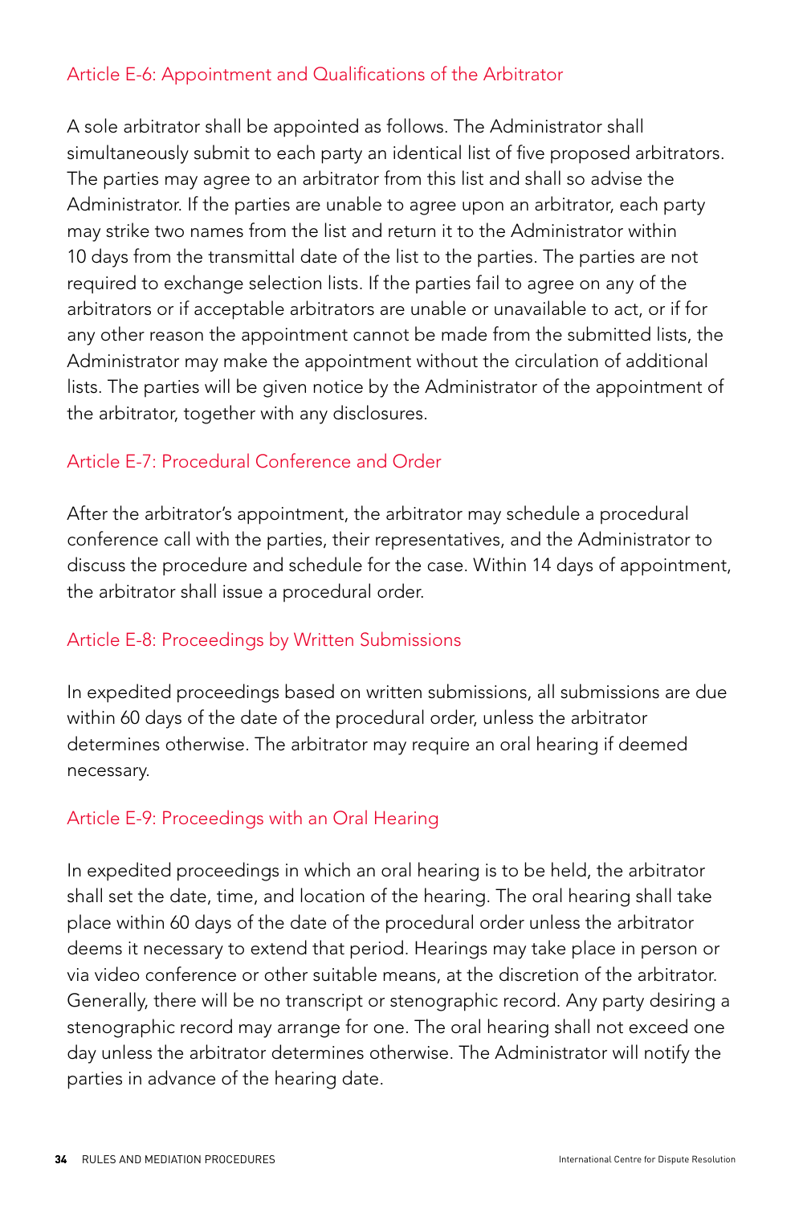### Article E-6: Appointment and Qualifications of the Arbitrator

A sole arbitrator shall be appointed as follows. The Administrator shall simultaneously submit to each party an identical list of five proposed arbitrators. The parties may agree to an arbitrator from this list and shall so advise the Administrator. If the parties are unable to agree upon an arbitrator, each party may strike two names from the list and return it to the Administrator within 10 days from the transmittal date of the list to the parties. The parties are not required to exchange selection lists. If the parties fail to agree on any of the arbitrators or if acceptable arbitrators are unable or unavailable to act, or if for any other reason the appointment cannot be made from the submitted lists, the Administrator may make the appointment without the circulation of additional lists. The parties will be given notice by the Administrator of the appointment of the arbitrator, together with any disclosures.

### Article E-7: Procedural Conference and Order

After the arbitrator's appointment, the arbitrator may schedule a procedural conference call with the parties, their representatives, and the Administrator to discuss the procedure and schedule for the case. Within 14 days of appointment, the arbitrator shall issue a procedural order.

### Article E-8: Proceedings by Written Submissions

In expedited proceedings based on written submissions, all submissions are due within 60 days of the date of the procedural order, unless the arbitrator determines otherwise. The arbitrator may require an oral hearing if deemed necessary.

### Article E-9: Proceedings with an Oral Hearing

In expedited proceedings in which an oral hearing is to be held, the arbitrator shall set the date, time, and location of the hearing. The oral hearing shall take place within 60 days of the date of the procedural order unless the arbitrator deems it necessary to extend that period. Hearings may take place in person or via video conference or other suitable means, at the discretion of the arbitrator. Generally, there will be no transcript or stenographic record. Any party desiring a stenographic record may arrange for one. The oral hearing shall not exceed one day unless the arbitrator determines otherwise. The Administrator will notify the parties in advance of the hearing date.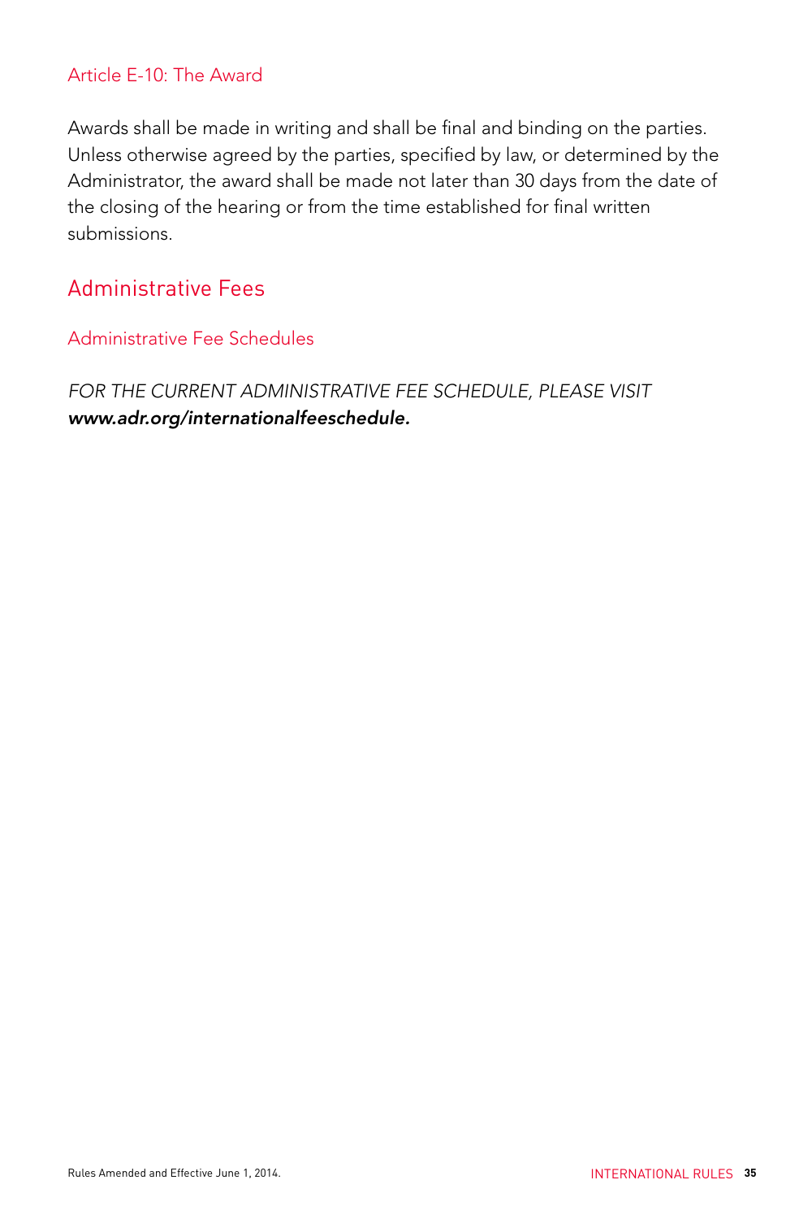### Article E-10: The Award

Awards shall be made in writing and shall be final and binding on the parties. Unless otherwise agreed by the parties, specified by law, or determined by the Administrator, the award shall be made not later than 30 days from the date of the closing of the hearing or from the time established for final written submissions.

## Administrative Fees

### Administrative Fee Schedules

*FOR THE CURRENT ADMINISTRATIVE FEE SCHEDULE, PLEASE VISIT* ***www.adr.org/internationalfeeschedule.***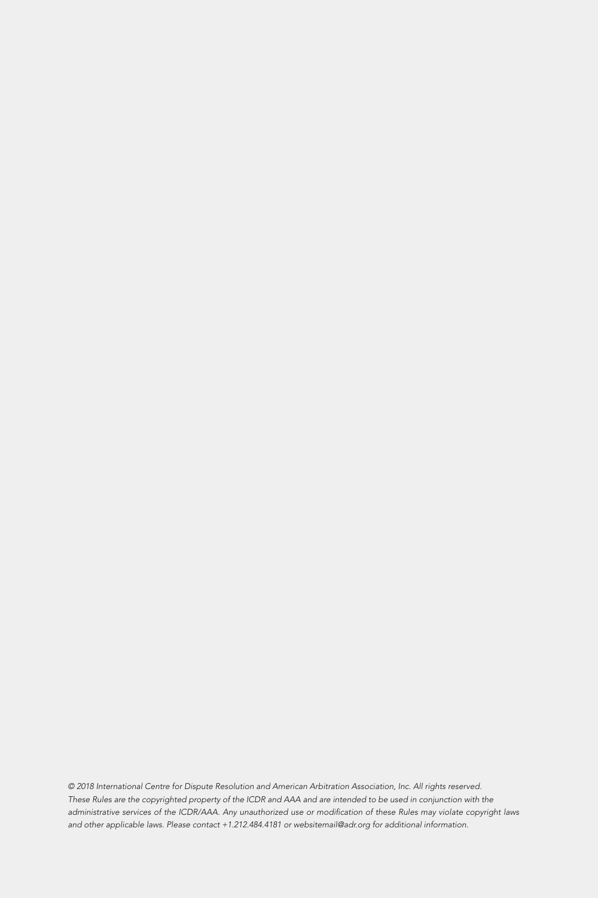*© 2018 International Centre for Dispute Resolution and American Arbitration Association, Inc. All rights reserved. These Rules are the copyrighted property of the ICDR and AAA and are intended to be used in conjunction with the administrative services of the ICDR/AAA. Any unauthorized use or modification of these Rules may violate copyright laws and other applicable laws. Please contact +1.212.484.4181 or websitemail@adr.org for additional information.*